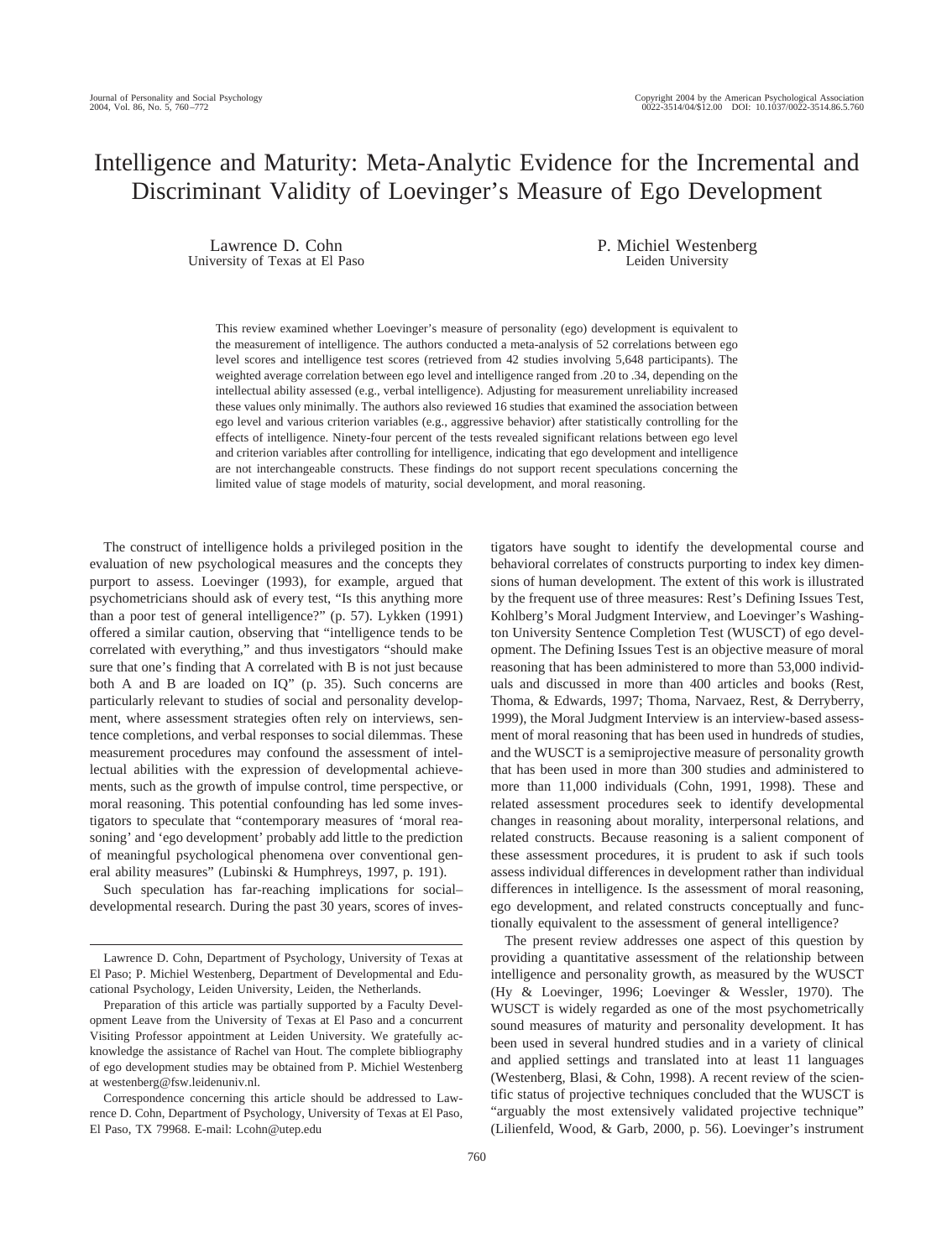# Intelligence and Maturity: Meta-Analytic Evidence for the Incremental and Discriminant Validity of Loevinger's Measure of Ego Development

Lawrence D. Cohn
University of Texas at El Paso

P. Michiel Westenberg
Leiden University

This review examined whether Loevinger's measure of personality (ego) development is equivalent to the measurement of intelligence. The authors conducted a meta-analysis of 52 correlations between ego level scores and intelligence test scores (retrieved from 42 studies involving 5,648 participants). The weighted average correlation between ego level and intelligence ranged from .20 to .34, depending on the intellectual ability assessed (e.g., verbal intelligence). Adjusting for measurement unreliability increased these values only minimally. The authors also reviewed 16 studies that examined the association between ego level and various criterion variables (e.g., aggressive behavior) after statistically controlling for the effects of intelligence. Ninety-four percent of the tests revealed significant relations between ego level and criterion variables after controlling for intelligence, indicating that ego development and intelligence are not interchangeable constructs. These findings do not support recent speculations concerning the limited value of stage models of maturity, social development, and moral reasoning.

The construct of intelligence holds a privileged position in the evaluation of new psychological measures and the concepts they purport to assess. Loevinger (1993), for example, argued that psychometricians should ask of every test, "Is this anything more than a poor test of general intelligence?" (p. 57). Lykken (1991) offered a similar caution, observing that "intelligence tends to be correlated with everything," and thus investigators "should make sure that one's finding that A correlated with B is not just because both A and B are loaded on IQ" (p. 35). Such concerns are particularly relevant to studies of social and personality development, where assessment strategies often rely on interviews, sentence completions, and verbal responses to social dilemmas. These measurement procedures may confound the assessment of intellectual abilities with the expression of developmental achievements, such as the growth of impulse control, time perspective, or moral reasoning. This potential confounding has led some investigators to speculate that "contemporary measures of 'moral reasoning' and 'ego development' probably add little to the prediction of meaningful psychological phenomena over conventional general ability measures" (Lubinski & Humphreys, 1997, p. 191).

Such speculation has far-reaching implications for social–developmental research. During the past 30 years, scores of investigators have sought to identify the developmental course and behavioral correlates of constructs purporting to index key dimensions of human development. The extent of this work is illustrated by the frequent use of three measures: Rest's Defining Issues Test, Kohlberg's Moral Judgment Interview, and Loevinger's Washington University Sentence Completion Test (WUSCT) of ego development. The Defining Issues Test is an objective measure of moral reasoning that has been administered to more than 53,000 individuals and discussed in more than 400 articles and books (Rest, Thoma, & Edwards, 1997; Thoma, Narvaez, Rest, & Derryberry, 1999), the Moral Judgment Interview is an interview-based assessment of moral reasoning that has been used in hundreds of studies, and the WUSCT is a semiprojective measure of personality growth that has been used in more than 300 studies and administered to more than 11,000 individuals (Cohn, 1991, 1998). These and related assessment procedures seek to identify developmental changes in reasoning about morality, interpersonal relations, and related constructs. Because reasoning is a salient component of these assessment procedures, it is prudent to ask if such tools assess individual differences in development rather than individual differences in intelligence. Is the assessment of moral reasoning, ego development, and related constructs conceptually and functionally equivalent to the assessment of general intelligence?

The present review addresses one aspect of this question by providing a quantitative assessment of the relationship between intelligence and personality growth, as measured by the WUSCT (Hy & Loevinger, 1996; Loevinger & Wessler, 1970). The WUSCT is widely regarded as one of the most psychometrically sound measures of maturity and personality development. It has been used in several hundred studies and in a variety of clinical and applied settings and translated into at least 11 languages (Westenberg, Blasi, & Cohn, 1998). A recent review of the scientific status of projective techniques concluded that the WUSCT is "arguably the most extensively validated projective technique" (Lilienfeld, Wood, & Garb, 2000, p. 56). Loevinger's instrument

---

Lawrence D. Cohn, Department of Psychology, University of Texas at El Paso; P. Michiel Westenberg, Department of Developmental and Educational Psychology, Leiden University, Leiden, the Netherlands.

Preparation of this article was partially supported by a Faculty Development Leave from the University of Texas at El Paso and a concurrent Visiting Professor appointment at Leiden University. We gratefully acknowledge the assistance of Rachel van Hout. The complete bibliography of ego development studies may be obtained from P. Michiel Westenberg at westenberg@fsw.leidenuniv.nl.

Correspondence concerning this article should be addressed to Lawrence D. Cohn, Department of Psychology, University of Texas at El Paso, El Paso, TX 79968. E-mail: Lcohn@utep.edu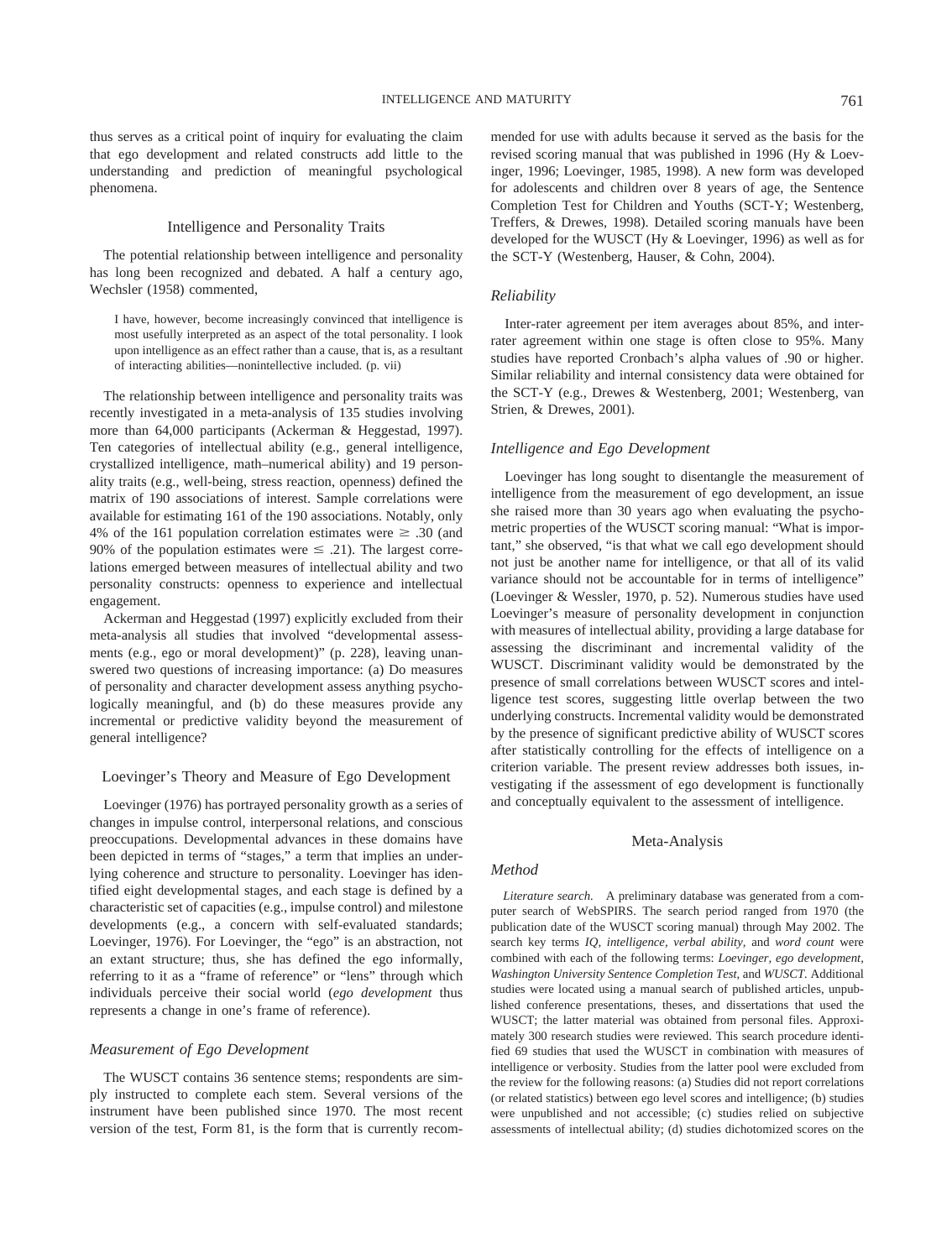thus serves as a critical point of inquiry for evaluating the claim that ego development and related constructs add little to the understanding and prediction of meaningful psychological phenomena.

## Intelligence and Personality Traits

The potential relationship between intelligence and personality has long been recognized and debated. A half a century ago, Wechsler (1958) commented,

> I have, however, become increasingly convinced that intelligence is most usefully interpreted as an aspect of the total personality. I look upon intelligence as an effect rather than a cause, that is, as a resultant of interacting abilities—nonintellective included. (p. vii)

The relationship between intelligence and personality traits was recently investigated in a meta-analysis of 135 studies involving more than 64,000 participants (Ackerman & Heggestad, 1997). Ten categories of intellectual ability (e.g., general intelligence, crystallized intelligence, math–numerical ability) and 19 personality traits (e.g., well-being, stress reaction, openness) defined the matrix of 190 associations of interest. Sample correlations were available for estimating 161 of the 190 associations. Notably, only 4% of the 161 population correlation estimates were $\geq .30$ (and 90% of the population estimates were $\leq .21$). The largest correlations emerged between measures of intellectual ability and two personality constructs: openness to experience and intellectual engagement.

Ackerman and Heggestad (1997) explicitly excluded from their meta-analysis all studies that involved "developmental assessments (e.g., ego or moral development)" (p. 228), leaving unanswered two questions of increasing importance: (a) Do measures of personality and character development assess anything psychologically meaningful, and (b) do these measures provide any incremental or predictive validity beyond the measurement of general intelligence?

## Loevinger's Theory and Measure of Ego Development

Loevinger (1976) has portrayed personality growth as a series of changes in impulse control, interpersonal relations, and conscious preoccupations. Developmental advances in these domains have been depicted in terms of "stages," a term that implies an underlying coherence and structure to personality. Loevinger has identified eight developmental stages, and each stage is defined by a characteristic set of capacities (e.g., impulse control) and milestone developments (e.g., a concern with self-evaluated standards; Loevinger, 1976). For Loevinger, the "ego" is an abstraction, not an extant structure; thus, she has defined the ego informally, referring to it as a "frame of reference" or "lens" through which individuals perceive their social world (*ego development* thus represents a change in one's frame of reference).

### *Measurement of Ego Development*

The WUSCT contains 36 sentence stems; respondents are simply instructed to complete each stem. Several versions of the instrument have been published since 1970. The most recent version of the test, Form 81, is the form that is currently recommended for use with adults because it served as the basis for the revised scoring manual that was published in 1996 (Hy & Loevinger, 1996; Loevinger, 1985, 1998). A new form was developed for adolescents and children over 8 years of age, the Sentence Completion Test for Children and Youths (SCT-Y; Westenberg, Treffers, & Drewes, 1998). Detailed scoring manuals have been developed for the WUSCT (Hy & Loevinger, 1996) as well as for the SCT-Y (Westenberg, Hauser, & Cohn, 2004).

### *Reliability*

Inter-rater agreement per item averages about 85%, and inter-rater agreement within one stage is often close to 95%. Many studies have reported Cronbach's alpha values of .90 or higher. Similar reliability and internal consistency data were obtained for the SCT-Y (e.g., Drewes & Westenberg, 2001; Westenberg, van Strien, & Drewes, 2001).

### *Intelligence and Ego Development*

Loevinger has long sought to disentangle the measurement of intelligence from the measurement of ego development, an issue she raised more than 30 years ago when evaluating the psychometric properties of the WUSCT scoring manual: "What is important," she observed, "is that what we call ego development should not just be another name for intelligence, or that all of its valid variance should not be accountable for in terms of intelligence" (Loevinger & Wessler, 1970, p. 52). Numerous studies have used Loevinger's measure of personality development in conjunction with measures of intellectual ability, providing a large database for assessing the discriminant and incremental validity of the WUSCT. Discriminant validity would be demonstrated by the presence of small correlations between WUSCT scores and intelligence test scores, suggesting little overlap between the two underlying constructs. Incremental validity would be demonstrated by the presence of significant predictive ability of WUSCT scores after statistically controlling for the effects of intelligence on a criterion variable. The present review addresses both issues, investigating if the assessment of ego development is functionally and conceptually equivalent to the assessment of intelligence.

## Meta-Analysis

### *Method*

*Literature search.* A preliminary database was generated from a computer search of WebSPIRS. The search period ranged from 1970 (the publication date of the WUSCT scoring manual) through May 2002. The search key terms *IQ*, *intelligence*, *verbal ability*, and *word count* were combined with each of the following terms: *Loevinger*, *ego development*, *Washington University Sentence Completion Test*, and *WUSCT*. Additional studies were located using a manual search of published articles, unpublished conference presentations, theses, and dissertations that used the WUSCT; the latter material was obtained from personal files. Approximately 300 research studies were reviewed. This search procedure identified 69 studies that used the WUSCT in combination with measures of intelligence or verbosity. Studies from the latter pool were excluded from the review for the following reasons: (a) Studies did not report correlations (or related statistics) between ego level scores and intelligence; (b) studies were unpublished and not accessible; (c) studies relied on subjective assessments of intellectual ability; (d) studies dichotomized scores on the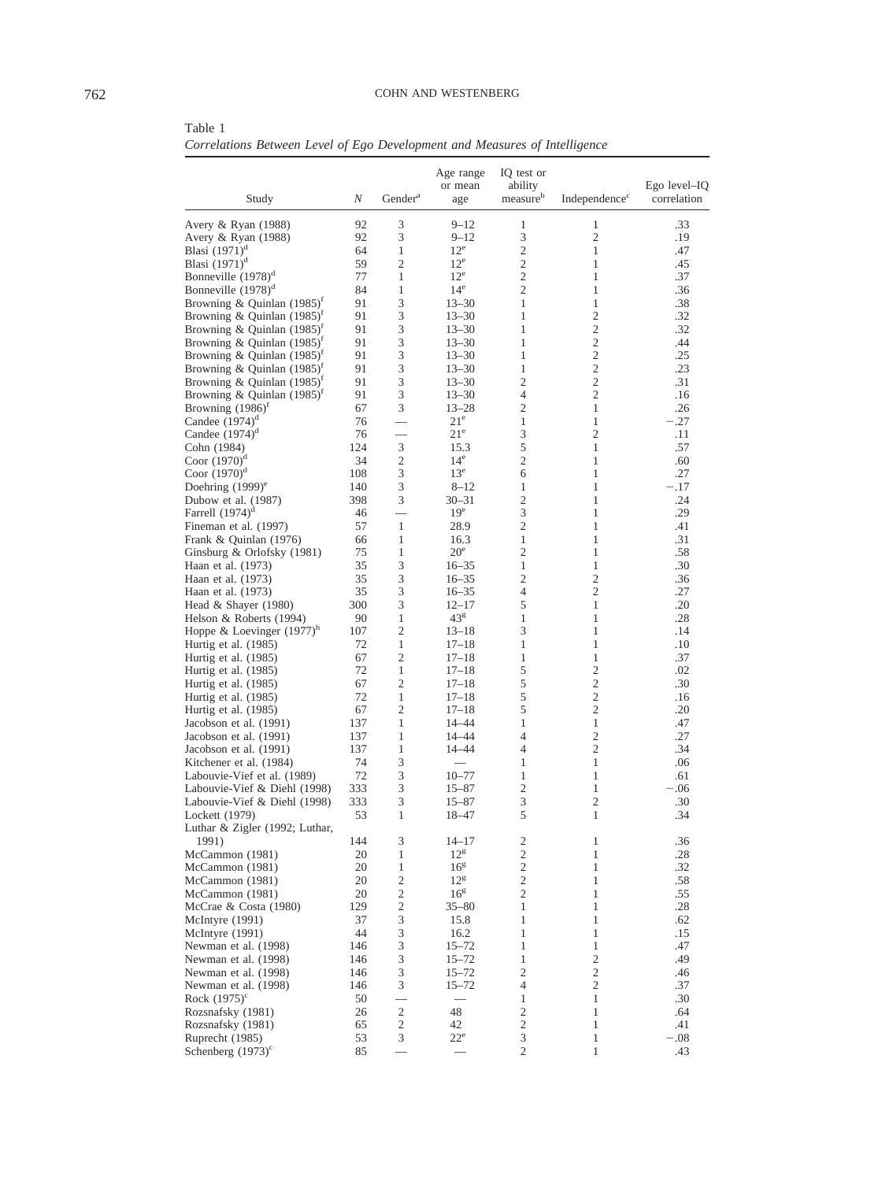Table 1
*Correlations Between Level of Ego Development and Measures of Intelligence*

| Study | $N$ | Gender[a] | Age range or mean age | IQ test or ability measure[b] | Independence[c] | Ego level–IQ correlation |
|---|---|---|---|---|---|---|
| Avery & Ryan (1988) | 92 | 3 | 9–12 | 1 | 1 | .33 |
| Avery & Ryan (1988) | 92 | 3 | 9–12 | 3 | 2 | .19 |
| Blasi (1971)[d] | 64 | 1 | 12[e] | 2 | 1 | .47 |
| Blasi (1971)[d] | 59 | 2 | 12[e] | 2 | 1 | .45 |
| Bonneville (1978)[d] | 77 | 1 | 12[e] | 2 | 1 | .37 |
| Bonneville (1978)[d] | 84 | 1 | 14[e] | 2 | 1 | .36 |
| Browning & Quinlan (1985)[f] | 91 | 3 | 13–30 | 1 | 1 | .38 |
| Browning & Quinlan (1985)[f] | 91 | 3 | 13–30 | 1 | 2 | .32 |
| Browning & Quinlan (1985)[f] | 91 | 3 | 13–30 | 1 | 2 | .32 |
| Browning & Quinlan (1985)[f] | 91 | 3 | 13–30 | 1 | 2 | .44 |
| Browning & Quinlan (1985)[f] | 91 | 3 | 13–30 | 1 | 2 | .25 |
| Browning & Quinlan (1985)[f] | 91 | 3 | 13–30 | 1 | 2 | .23 |
| Browning & Quinlan (1985)[f] | 91 | 3 | 13–30 | 2 | 2 | .31 |
| Browning & Quinlan (1985)[f] | 91 | 3 | 13–30 | 4 | 2 | .16 |
| Browning (1986)[f] | 67 | 3 | 13–28 | 2 | 1 | .26 |
| Candee (1974)[d] | 76 | — | 21[e] | 1 | 1 | −.27 |
| Candee (1974)[d] | 76 | — | 21[e] | 3 | 2 | .11 |
| Cohn (1984) | 124 | 3 | 15.3 | 5 | 1 | .57 |
| Coor (1970)[d] | 34 | 2 | 14[e] | 2 | 1 | .60 |
| Coor (1970)[d] | 108 | 3 | 13[e] | 6 | 1 | .27 |
| Doehring (1999)[e] | 140 | 3 | 8–12 | 1 | 1 | −.17 |
| Dubow et al. (1987) | 398 | 3 | 30–31 | 2 | 1 | .24 |
| Farrell (1974)[d] | 46 | — | 19[e] | 3 | 1 | .29 |
| Fineman et al. (1997) | 57 | 1 | 28.9 | 2 | 1 | .41 |
| Frank & Quinlan (1976) | 66 | 1 | 16.3 | 1 | 1 | .31 |
| Ginsburg & Orlofsky (1981) | 75 | 1 | 20[e] | 2 | 1 | .58 |
| Haan et al. (1973) | 35 | 3 | 16–35 | 1 | 1 | .30 |
| Haan et al. (1973) | 35 | 3 | 16–35 | 2 | 2 | .36 |
| Haan et al. (1973) | 35 | 3 | 16–35 | 4 | 2 | .27 |
| Head & Shayer (1980) | 300 | 3 | 12–17 | 5 | 1 | .20 |
| Helson & Roberts (1994) | 90 | 1 | 43[g] | 1 | 1 | .28 |
| Hoppe & Loevinger (1977)[h] | 107 | 2 | 13–18 | 3 | 1 | .14 |
| Hurtig et al. (1985) | 72 | 1 | 17–18 | 1 | 1 | .10 |
| Hurtig et al. (1985) | 67 | 2 | 17–18 | 1 | 1 | .37 |
| Hurtig et al. (1985) | 72 | 1 | 17–18 | 5 | 2 | .02 |
| Hurtig et al. (1985) | 67 | 2 | 17–18 | 5 | 2 | .30 |
| Hurtig et al. (1985) | 72 | 1 | 17–18 | 5 | 2 | .16 |
| Hurtig et al. (1985) | 67 | 2 | 17–18 | 5 | 2 | .20 |
| Jacobson et al. (1991) | 137 | 1 | 14–44 | 1 | 1 | .47 |
| Jacobson et al. (1991) | 137 | 1 | 14–44 | 4 | 2 | .27 |
| Jacobson et al. (1991) | 137 | 1 | 14–44 | 4 | 2 | .34 |
| Kitchener et al. (1984) | 74 | 3 | — | 1 | 1 | .06 |
| Labouvie-Vief et al. (1989) | 72 | 3 | 10–77 | 1 | 1 | .61 |
| Labouvie-Vief & Diehl (1998) | 333 | 3 | 15–87 | 2 | 1 | −.06 |
| Labouvie-Vief & Diehl (1998) | 333 | 3 | 15–87 | 3 | 2 | .30 |
| Lockett (1979) | 53 | 1 | 18–47 | 5 | 1 | .34 |
| Luthar & Zigler (1992; Luthar, 1991) | 144 | 3 | 14–17 | 2 | 1 | .36 |
| McCammon (1981) | 20 | 1 | 12[g] | 2 | 1 | .28 |
| McCammon (1981) | 20 | 1 | 16[g] | 2 | 1 | .32 |
| McCammon (1981) | 20 | 2 | 12[g] | 2 | 1 | .58 |
| McCammon (1981) | 20 | 2 | 16[g] | 2 | 1 | .55 |
| McCrae & Costa (1980) | 129 | 2 | 35–80 | 1 | 1 | .28 |
| McIntyre (1991) | 37 | 3 | 15.8 | 1 | 1 | .62 |
| McIntyre (1991) | 44 | 3 | 16.2 | 1 | 1 | .15 |
| Newman et al. (1998) | 146 | 3 | 15–72 | 1 | 1 | .47 |
| Newman et al. (1998) | 146 | 3 | 15–72 | 1 | 2 | .49 |
| Newman et al. (1998) | 146 | 3 | 15–72 | 2 | 2 | .46 |
| Newman et al. (1998) | 146 | 3 | 15–72 | 4 | 2 | .37 |
| Rock (1975)[c] | 50 | — | — | 1 | 1 | .30 |
| Rozsnafsky (1981) | 26 | 2 | 48 | 2 | 1 | .64 |
| Rozsnafsky (1981) | 65 | 2 | 42 | 2 | 1 | .41 |
| Ruprecht (1985) | 53 | 3 | 22[e] | 3 | 1 | −.08 |
| Schenberg (1973)[c] | 85 | — | — | 2 | 1 | .43 |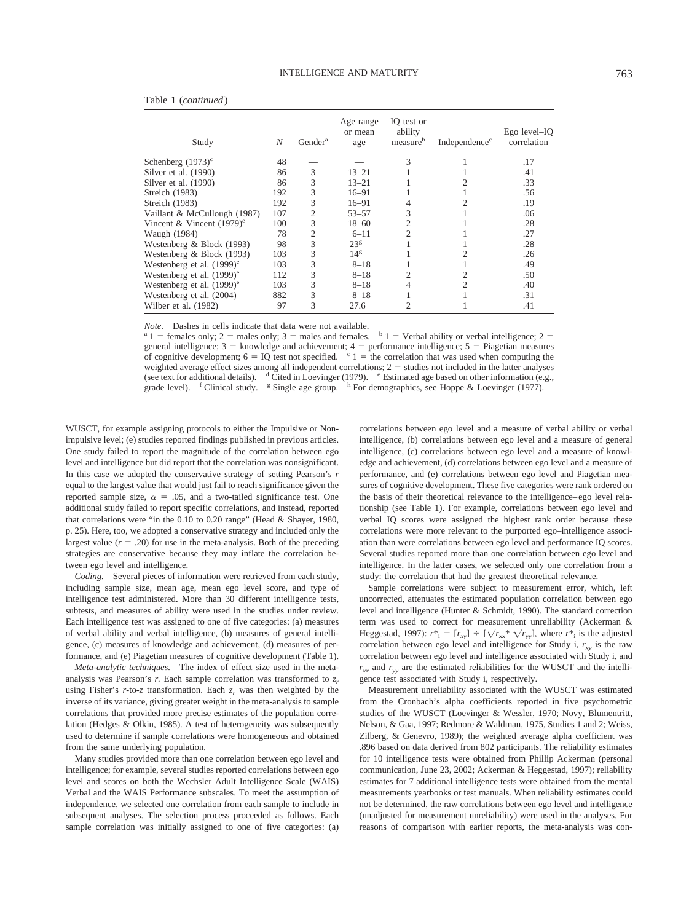Table 1 (*continued*)

| Study | $N$ | Gender[a] | Age range or mean age | IQ test or ability measure[b] | Independence[c] | Ego level–IQ correlation |
|---|---|---|---|---|---|---|
| Schenberg (1973)[c] | 48 | — | — | 3 | 1 | .17 |
| Silver et al. (1990) | 86 | 3 | 13–21 | 1 | 1 | .41 |
| Silver et al. (1990) | 86 | 3 | 13–21 | 1 | 2 | .33 |
| Streich (1983) | 192 | 3 | 16–91 | 1 | 1 | .56 |
| Streich (1983) | 192 | 3 | 16–91 | 4 | 2 | .19 |
| Vaillant & McCullough (1987) | 107 | 2 | 53–57 | 3 | 1 | .06 |
| Vincent & Vincent (1979)[e] | 100 | 3 | 18–60 | 2 | 1 | .28 |
| Waugh (1984) | 78 | 2 | 6–11 | 2 | 1 | .27 |
| Westenberg & Block (1993) | 98 | 3 | 23[g] | 1 | 1 | .28 |
| Westenberg & Block (1993) | 103 | 3 | 14[g] | 1 | 2 | .26 |
| Westenberg et al. (1999)[e] | 103 | 3 | 8–18 | 1 | 1 | .49 |
| Westenberg et al. (1999)[e] | 112 | 3 | 8–18 | 2 | 2 | .50 |
| Westenberg et al. (1999)[e] | 103 | 3 | 8–18 | 4 | 2 | .40 |
| Westenberg et al. (2004) | 882 | 3 | 8–18 | 1 | 1 | .31 |
| Wilber et al. (1982) | 97 | 3 | 27.6 | 2 | 1 | .41 |

*Note.* Dashes in cells indicate that data were not available.
[a] 1 = females only; 2 = males only; 3 = males and females. [b] 1 = Verbal ability or verbal intelligence; 2 = general intelligence; 3 = knowledge and achievement; 4 = performance intelligence; 5 = Piagetian measures of cognitive development; 6 = IQ test not specified. [c] 1 = the correlation that was used when computing the weighted average effect sizes among all independent correlations; 2 = studies not included in the latter analyses (see text for additional details). [d] Cited in Loevinger (1979). [e] Estimated age based on other information (e.g., grade level). [f] Clinical study. [g] Single age group. [h] For demographics, see Hoppe & Loevinger (1977).

WUSCT, for example assigning protocols to either the Impulsive or Nonimpulsive level; (e) studies reported findings published in previous articles. One study failed to report the magnitude of the correlation between ego level and intelligence but did report that the correlation was nonsignificant. In this case we adopted the conservative strategy of setting Pearson's $r$ equal to the largest value that would just fail to reach significance given the reported sample size, $\alpha = .05$, and a two-tailed significance test. One additional study failed to report specific correlations, and instead, reported that correlations were "in the 0.10 to 0.20 range" (Head & Shayer, 1980, p. 25). Here, too, we adopted a conservative strategy and included only the largest value ($r = .20$) for use in the meta-analysis. Both of the preceding strategies are conservative because they may inflate the correlation between ego level and intelligence.

*Coding.* Several pieces of information were retrieved from each study, including sample size, mean age, mean ego level score, and type of intelligence test administered. More than 30 different intelligence tests, subtests, and measures of ability were used in the studies under review. Each intelligence test was assigned to one of five categories: (a) measures of verbal ability and verbal intelligence, (b) measures of general intelligence, (c) measures of knowledge and achievement, (d) measures of performance, and (e) Piagetian measures of cognitive development (Table 1).

*Meta-analytic techniques.* The index of effect size used in the meta-analysis was Pearson's $r$. Each sample correlation was transformed to $z_r$ using Fisher's $r$-to-$z$ transformation. Each $z_r$ was then weighted by the inverse of its variance, giving greater weight in the meta-analysis to sample correlations that provided more precise estimates of the population correlation (Hedges & Olkin, 1985). A test of heterogeneity was subsequently used to determine if sample correlations were homogeneous and obtained from the same underlying population.

Many studies provided more than one correlation between ego level and intelligence; for example, several studies reported correlations between ego level and scores on both the Wechsler Adult Intelligence Scale (WAIS) Verbal and the WAIS Performance subscales. To meet the assumption of independence, we selected one correlation from each sample to include in subsequent analyses. The selection process proceeded as follows. Each sample correlation was initially assigned to one of five categories: (a) correlations between ego level and a measure of verbal ability or verbal intelligence, (b) correlations between ego level and a measure of general intelligence, (c) correlations between ego level and a measure of knowledge and achievement, (d) correlations between ego level and a measure of performance, and (e) correlations between ego level and Piagetian measures of cognitive development. These five categories were rank ordered on the basis of their theoretical relevance to the intelligence–ego level relationship (see Table 1). For example, correlations between ego level and verbal IQ scores were assigned the highest rank order because these correlations were more relevant to the purported ego–intelligence association than were correlations between ego level and performance IQ scores. Several studies reported more than one correlation between ego level and intelligence. In the latter cases, we selected only one correlation from a study: the correlation that had the greatest theoretical relevance.

Sample correlations were subject to measurement error, which, left uncorrected, attenuates the estimated population correlation between ego level and intelligence (Hunter & Schmidt, 1990). The standard correction term was used to correct for measurement unreliability (Ackerman & Heggestad, 1997): $r^*_i = [r_{xy}] \div [\sqrt{r_{xx}} * \sqrt{r_{yy}}]$, where $r^*_i$ is the adjusted correlation between ego level and intelligence for Study i, $r_{xy}$ is the raw correlation between ego level and intelligence associated with Study i, and $r_{xx}$ and $r_{yy}$ are the estimated reliabilities for the WUSCT and the intelligence test associated with Study i, respectively.

Measurement unreliability associated with the WUSCT was estimated from the Cronbach's alpha coefficients reported in five psychometric studies of the WUSCT (Loevinger & Wessler, 1970; Novy, Blumentritt, Nelson, & Gaa, 1997; Redmore & Waldman, 1975, Studies 1 and 2; Weiss, Zilberg, & Genevro, 1989); the weighted average alpha coefficient was .896 based on data derived from 802 participants. The reliability estimates for 10 intelligence tests were obtained from Phillip Ackerman (personal communication, June 23, 2002; Ackerman & Heggestad, 1997); reliability estimates for 7 additional intelligence tests were obtained from the mental measurements yearbooks or test manuals. When reliability estimates could not be determined, the raw correlations between ego level and intelligence (unadjusted for measurement unreliability) were used in the analyses. For reasons of comparison with earlier reports, the meta-analysis was con-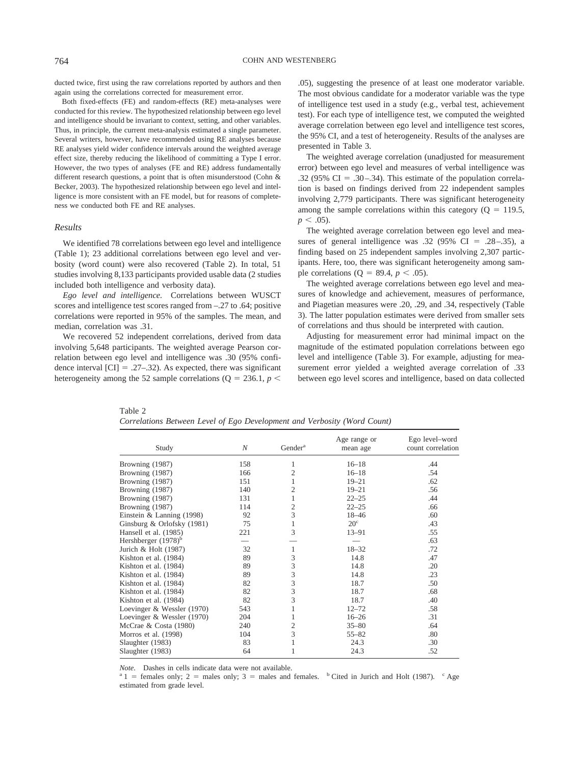ducted twice, first using the raw correlations reported by authors and then again using the correlations corrected for measurement error.

Both fixed-effects (FE) and random-effects (RE) meta-analyses were conducted for this review. The hypothesized relationship between ego level and intelligence should be invariant to context, setting, and other variables. Thus, in principle, the current meta-analysis estimated a single parameter. Several writers, however, have recommended using RE analyses because RE analyses yield wider confidence intervals around the weighted average effect size, thereby reducing the likelihood of committing a Type I error. However, the two types of analyses (FE and RE) address fundamentally different research questions, a point that is often misunderstood (Cohn & Becker, 2003). The hypothesized relationship between ego level and intelligence is more consistent with an FE model, but for reasons of completeness we conducted both FE and RE analyses.

### *Results*

We identified 78 correlations between ego level and intelligence (Table 1); 23 additional correlations between ego level and verbosity (word count) were also recovered (Table 2). In total, 51 studies involving 8,133 participants provided usable data (2 studies included both intelligence and verbosity data).

*Ego level and intelligence.* Correlations between WUSCT scores and intelligence test scores ranged from –.27 to .64; positive correlations were reported in 95% of the samples. The mean, and median, correlation was .31.

We recovered 52 independent correlations, derived from data involving 5,648 participants. The weighted average Pearson correlation between ego level and intelligence was .30 (95% confidence interval [CI] = .27–.32). As expected, there was significant heterogeneity among the 52 sample correlations ($Q = 236.1$, $p < .05$), suggesting the presence of at least one moderator variable. The most obvious candidate for a moderator variable was the type of intelligence test used in a study (e.g., verbal test, achievement test). For each type of intelligence test, we computed the weighted average correlation between ego level and intelligence test scores, the 95% CI, and a test of heterogeneity. Results of the analyses are presented in Table 3.

The weighted average correlation (unadjusted for measurement error) between ego level and measures of verbal intelligence was .32 (95% CI = .30–.34). This estimate of the population correlation is based on findings derived from 22 independent samples involving 2,779 participants. There was significant heterogeneity among the sample correlations within this category ($Q = 119.5$, $p < .05$).

The weighted average correlation between ego level and measures of general intelligence was .32 (95% CI = .28–.35), a finding based on 25 independent samples involving 2,307 participants. Here, too, there was significant heterogeneity among sample correlations ($Q = 89.4$, $p < .05$).

The weighted average correlations between ego level and measures of knowledge and achievement, measures of performance, and Piagetian measures were .20, .29, and .34, respectively (Table 3). The latter population estimates were derived from smaller sets of correlations and thus should be interpreted with caution.

Adjusting for measurement error had minimal impact on the magnitude of the estimated population correlations between ego level and intelligence (Table 3). For example, adjusting for measurement error yielded a weighted average correlation of .33 between ego level scores and intelligence, based on data collected

Table 2
*Correlations Between Level of Ego Development and Verbosity (Word Count)*

| Study | $N$ | Gender[a] | Age range or mean age | Ego level–word count correlation |
|---|---|---|---|---|
| Browning (1987) | 158 | 1 | 16–18 | .44 |
| Browning (1987) | 166 | 2 | 16–18 | .54 |
| Browning (1987) | 151 | 1 | 19–21 | .62 |
| Browning (1987) | 140 | 2 | 19–21 | .56 |
| Browning (1987) | 131 | 1 | 22–25 | .44 |
| Browning (1987) | 114 | 2 | 22–25 | .66 |
| Einstein & Lanning (1998) | 92 | 3 | 18–46 | .60 |
| Ginsburg & Orlofsky (1981) | 75 | 1 | 20[c] | .43 |
| Hansell et al. (1985) | 221 | 3 | 13–91 | .55 |
| Hershberger (1978)[b] | — | — | — | .63 |
| Jurich & Holt (1987) | 32 | 1 | 18–32 | .72 |
| Kishton et al. (1984) | 89 | 3 | 14.8 | .47 |
| Kishton et al. (1984) | 89 | 3 | 14.8 | .20 |
| Kishton et al. (1984) | 89 | 3 | 14.8 | .23 |
| Kishton et al. (1984) | 82 | 3 | 18.7 | .50 |
| Kishton et al. (1984) | 82 | 3 | 18.7 | .68 |
| Kishton et al. (1984) | 82 | 3 | 18.7 | .40 |
| Loevinger & Wessler (1970) | 543 | 1 | 12–72 | .58 |
| Loevinger & Wessler (1970) | 204 | 1 | 16–26 | .31 |
| McCrae & Costa (1980) | 240 | 2 | 35–80 | .64 |
| Morros et al. (1998) | 104 | 3 | 55–82 | .80 |
| Slaughter (1983) | 83 | 1 | 24.3 | .30 |
| Slaughter (1983) | 64 | 1 | 24.3 | .52 |

*Note.* Dashes in cells indicate data were not available.
[a] 1 = females only; 2 = males only; 3 = males and females. [b] Cited in Jurich and Holt (1987). [c] Age estimated from grade level.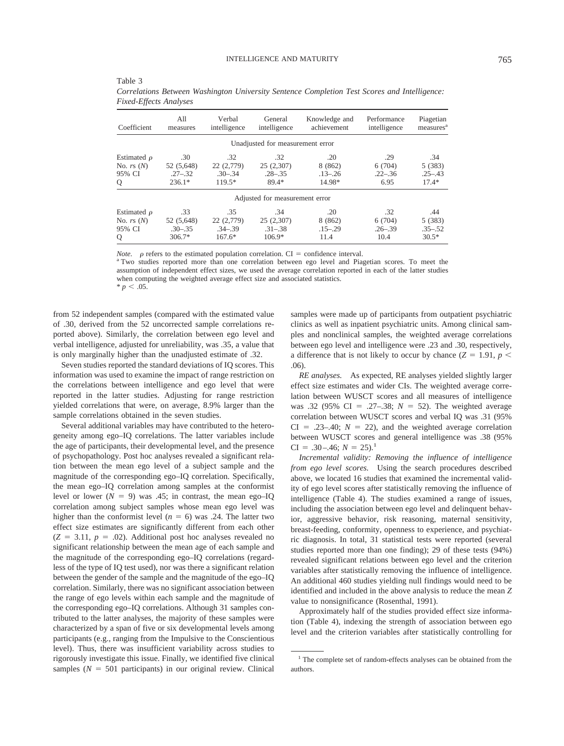Table 3

*Correlations Between Washington University Sentence Completion Test Scores and Intelligence: Fixed-Effects Analyses*

| Coefficient | All measures | Verbal intelligence | General intelligence | Knowledge and achievement | Performance intelligence | Piagetian measures[a] |
|---|---|---|---|---|---|---|
| | | | Unadjusted for measurement error | | | |
| Estimated $\rho$ | .30 | .32 | .32 | .20 | .29 | .34 |
| No. *r*s (*N*) | 52 (5,648) | 22 (2,779) | 25 (2,307) | 8 (862) | 6 (704) | 5 (383) |
| 95% CI | .27–.32 | .30–.34 | .28–.35 | .13–.26 | .22–.36 | .25–.43 |
| Q | 236.1* | 119.5* | 89.4* | 14.98* | 6.95 | 17.4* |
| | | | Adjusted for measurement error | | | |
| Estimated $\rho$ | .33 | .35 | .34 | .20 | .32 | .44 |
| No. *r*s (*N*) | 52 (5,648) | 22 (2,779) | 25 (2,307) | 8 (862) | 6 (704) | 5 (383) |
| 95% CI | .30–.35 | .34–.39 | .31–.38 | .15–.29 | .26–.39 | .35–.52 |
| Q | 306.7* | 167.6* | 106.9* | 11.4 | 10.4 | 30.5* |

*Note.* $\rho$ refers to the estimated population correlation. CI = confidence interval.
[a] Two studies reported more than one correlation between ego level and Piagetian scores. To meet the assumption of independent effect sizes, we used the average correlation reported in each of the latter studies when computing the weighted average effect size and associated statistics.
* $p < .05$.

from 52 independent samples (compared with the estimated value of .30, derived from the 52 uncorrected sample correlations reported above). Similarly, the correlation between ego level and verbal intelligence, adjusted for unreliability, was .35, a value that is only marginally higher than the unadjusted estimate of .32.

Seven studies reported the standard deviations of IQ scores. This information was used to examine the impact of range restriction on the correlations between intelligence and ego level that were reported in the latter studies. Adjusting for range restriction yielded correlations that were, on average, 8.9% larger than the sample correlations obtained in the seven studies.

Several additional variables may have contributed to the heterogeneity among ego–IQ correlations. The latter variables include the age of participants, their developmental level, and the presence of psychopathology. Post hoc analyses revealed a significant relation between the mean ego level of a subject sample and the magnitude of the corresponding ego–IQ correlation. Specifically, the mean ego–IQ correlation among samples at the conformist level or lower ($N = 9$) was .45; in contrast, the mean ego–IQ correlation among subject samples whose mean ego level was higher than the conformist level ($n = 6$) was .24. The latter two effect size estimates are significantly different from each other ($Z = 3.11$, $p = .02$). Additional post hoc analyses revealed no significant relationship between the mean age of each sample and the magnitude of the corresponding ego–IQ correlations (regardless of the type of IQ test used), nor was there a significant relation between the gender of the sample and the magnitude of the ego–IQ correlation. Similarly, there was no significant association between the range of ego levels within each sample and the magnitude of the corresponding ego–IQ correlations. Although 31 samples contributed to the latter analyses, the majority of these samples were characterized by a span of five or six developmental levels among participants (e.g., ranging from the Impulsive to the Conscientious level). Thus, there was insufficient variability across studies to rigorously investigate this issue. Finally, we identified five clinical samples ($N = 501$ participants) in our original review. Clinical samples were made up of participants from outpatient psychiatric clinics as well as inpatient psychiatric units. Among clinical samples and nonclinical samples, the weighted average correlations between ego level and intelligence were .23 and .30, respectively, a difference that is not likely to occur by chance ($Z = 1.91$, $p < .06$).

*RE analyses.* As expected, RE analyses yielded slightly larger effect size estimates and wider CIs. The weighted average correlation between WUSCT scores and all measures of intelligence was .32 (95% CI = .27–.38; $N = 52$). The weighted average correlation between WUSCT scores and verbal IQ was .31 (95% CI = .23–.40; $N = 22$), and the weighted average correlation between WUSCT scores and general intelligence was .38 (95% CI = .30–.46; $N = 25$).[1]

*Incremental validity: Removing the influence of intelligence from ego level scores.* Using the search procedures described above, we located 16 studies that examined the incremental validity of ego level scores after statistically removing the influence of intelligence (Table 4). The studies examined a range of issues, including the association between ego level and delinquent behavior, aggressive behavior, risk reasoning, maternal sensitivity, breast-feeding, conformity, openness to experience, and psychiatric diagnosis. In total, 31 statistical tests were reported (several studies reported more than one finding); 29 of these tests (94%) revealed significant relations between ego level and the criterion variables after statistically removing the influence of intelligence. An additional 460 studies yielding null findings would need to be identified and included in the above analysis to reduce the mean $Z$ value to nonsignificance (Rosenthal, 1991).

Approximately half of the studies provided effect size information (Table 4), indexing the strength of association between ego level and the criterion variables after statistically controlling for

[1] The complete set of random-effects analyses can be obtained from the authors.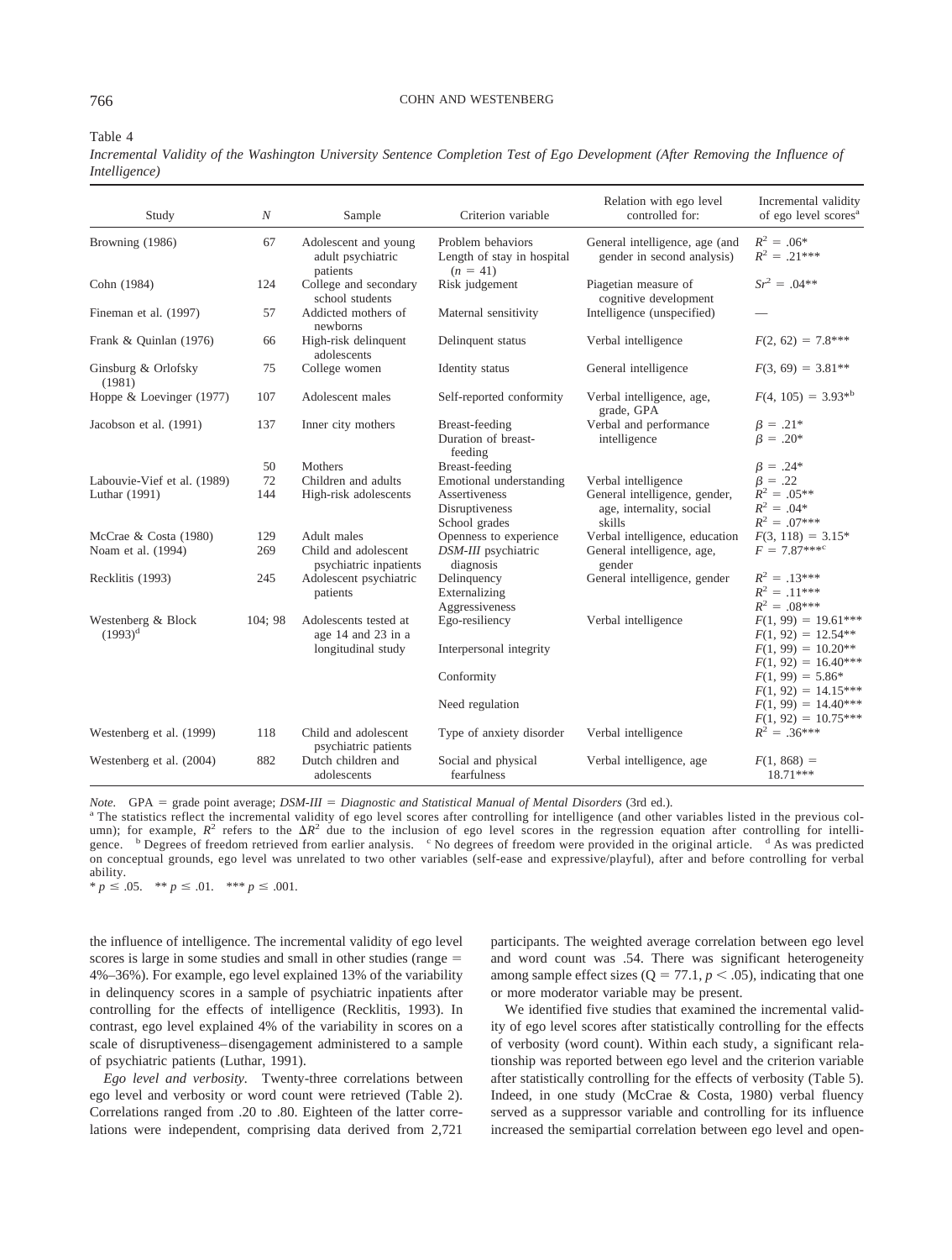Table 4

*Incremental Validity of the Washington University Sentence Completion Test of Ego Development (After Removing the Influence of Intelligence)*

| Study | $N$ | Sample | Criterion variable | Relation with ego level controlled for: | Incremental validity of ego level scores[a] |
|---|---|---|---|---|---|
| Browning (1986) | 67 | Adolescent and young adult psychiatric patients | Problem behaviors<br>Length of stay in hospital ($n$ = 41) | General intelligence, age (and gender in second analysis) | $R^2$ = .06*<br>$R^2$ = .21*** |
| Cohn (1984) | 124 | College and secondary school students | Risk judgement | Piagetian measure of cognitive development | $Sr^2$ = .04** |
| Fineman et al. (1997) | 57 | Addicted mothers of newborns | Maternal sensitivity | Intelligence (unspecified) | — |
| Frank & Quinlan (1976) | 66 | High-risk delinquent adolescents | Delinquent status | Verbal intelligence | $F(2, 62)$ = 7.8*** |
| Ginsburg & Orlofsky (1981) | 75 | College women | Identity status | General intelligence | $F(3, 69)$ = 3.81** |
| Hoppe & Loevinger (1977) | 107 | Adolescent males | Self-reported conformity | Verbal intelligence, age, grade, GPA | $F(4, 105)$ = 3.93*[b] |
| Jacobson et al. (1991) | 137 | Inner city mothers | Breast-feeding<br>Duration of breast-feeding | Verbal and performance intelligence | $\beta$ = .21*<br>$\beta$ = .20* |
| | 50 | Mothers | Breast-feeding | | $\beta$ = .24* |
| Labouvie-Vief et al. (1989) | 72 | Children and adults | Emotional understanding | Verbal intelligence | $\beta$ = .22 |
| Luthar (1991) | 144 | High-risk adolescents | Assertiveness<br>Disruptiveness<br>School grades | General intelligence, gender, age, internality, social skills | $R^2$ = .05**<br>$R^2$ = .04*<br>$R^2$ = .07*** |
| McCrae & Costa (1980) | 129 | Adult males | Openness to experience | Verbal intelligence, education | $F(3, 118)$ = 3.15* |
| Noam et al. (1994) | 269 | Child and adolescent psychiatric inpatients | *DSM-III* psychiatric diagnosis | General intelligence, age, gender | $F$ = 7.87***[c] |
| Recklitis (1993) | 245 | Adolescent psychiatric patients | Delinquency<br>Externalizing<br>Aggressiveness | General intelligence, gender | $R^2$ = .13***<br>$R^2$ = .11***<br>$R^2$ = .08*** |
| Westenberg & Block (1993)[d] | 104; 98 | Adolescents tested at age 14 and 23 in a longitudinal study | Ego-resiliency | Verbal intelligence | $F(1, 99)$ = 19.61***<br>$F(1, 92)$ = 12.54** |
| | | | Interpersonal integrity | | $F(1, 99)$ = 10.20**<br>$F(1, 92)$ = 16.40*** |
| | | | Conformity | | $F(1, 99)$ = 5.86*<br>$F(1, 92)$ = 14.15*** |
| | | | Need regulation | | $F(1, 99)$ = 14.40***<br>$F(1, 92)$ = 10.75*** |
| Westenberg et al. (1999) | 118 | Child and adolescent psychiatric patients | Type of anxiety disorder | Verbal intelligence | $R^2$ = .36*** |
| Westenberg et al. (2004) | 882 | Dutch children and adolescents | Social and physical fearfulness | Verbal intelligence, age | $F(1, 868)$ = 18.71*** |

*Note.* GPA = grade point average; *DSM-III* = *Diagnostic and Statistical Manual of Mental Disorders* (3rd ed.).
[a] The statistics reflect the incremental validity of ego level scores after controlling for intelligence (and other variables listed in the previous column); for example, $R^2$ refers to the $\Delta R^2$ due to the inclusion of ego level scores in the regression equation after controlling for intelligence. [b] Degrees of freedom retrieved from earlier analysis. [c] No degrees of freedom were provided in the original article. [d] As was predicted on conceptual grounds, ego level was unrelated to two other variables (self-ease and expressive/playful), after and before controlling for verbal ability.
* $p \leq .05$. ** $p \leq .01$. *** $p \leq .001$.

the influence of intelligence. The incremental validity of ego level scores is large in some studies and small in other studies (range = 4%–36%). For example, ego level explained 13% of the variability in delinquency scores in a sample of psychiatric inpatients after controlling for the effects of intelligence (Recklitis, 1993). In contrast, ego level explained 4% of the variability in scores on a scale of disruptiveness–disengagement administered to a sample of psychiatric patients (Luthar, 1991).

*Ego level and verbosity.* Twenty-three correlations between ego level and verbosity or word count were retrieved (Table 2). Correlations ranged from .20 to .80. Eighteen of the latter correlations were independent, comprising data derived from 2,721 participants. The weighted average correlation between ego level and word count was .54. There was significant heterogeneity among sample effect sizes ($Q$ = 77.1, $p < .05$), indicating that one or more moderator variable may be present.

We identified five studies that examined the incremental validity of ego level scores after statistically controlling for the effects of verbosity (word count). Within each study, a significant relationship was reported between ego level and the criterion variable after statistically controlling for the effects of verbosity (Table 5). Indeed, in one study (McCrae & Costa, 1980) verbal fluency served as a suppressor variable and controlling for its influence increased the semipartial correlation between ego level and open-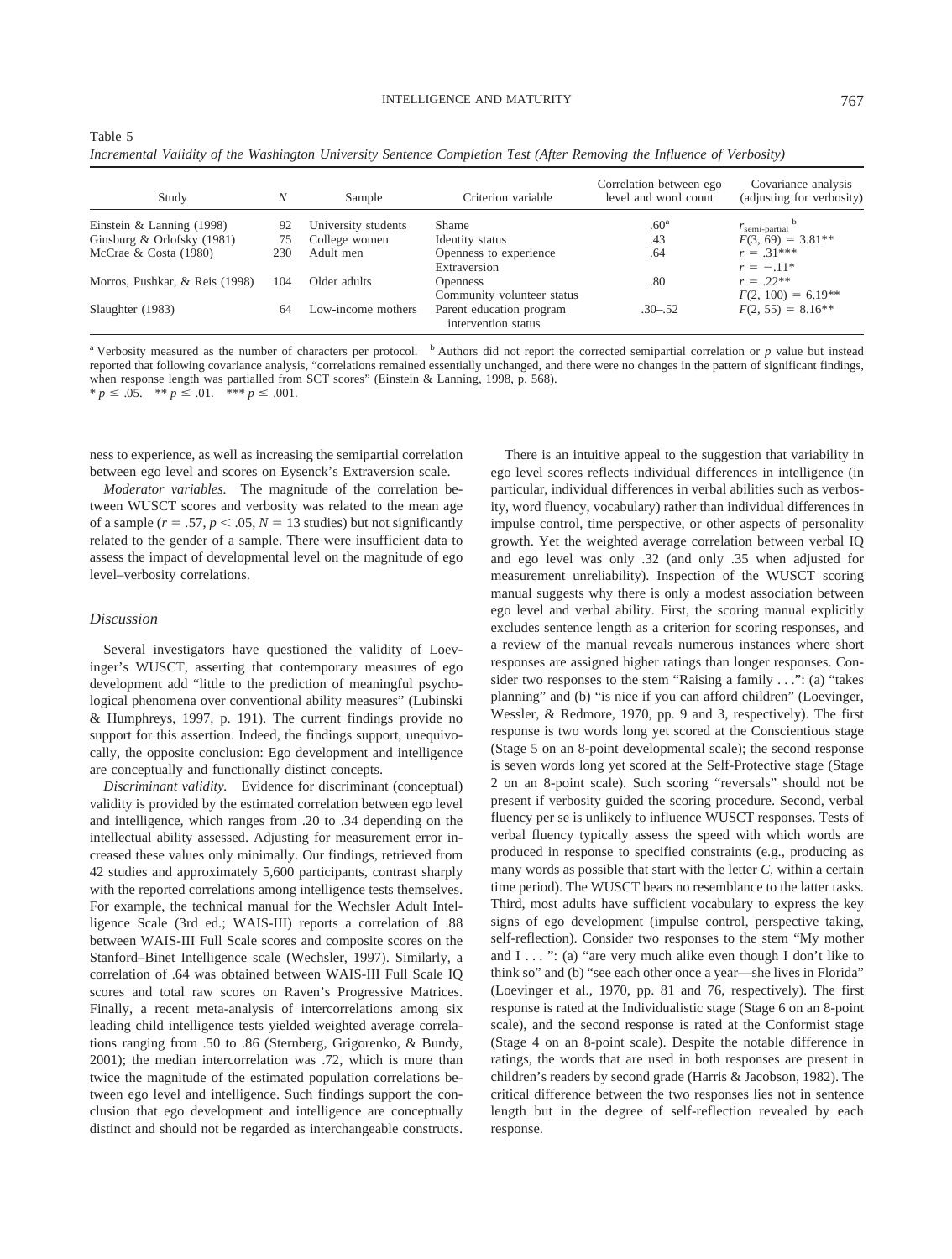Table 5

*Incremental Validity of the Washington University Sentence Completion Test (After Removing the Influence of Verbosity)*

| Study | $N$ | Sample | Criterion variable | Correlation between ego level and word count | Covariance analysis (adjusting for verbosity) |
|---|---|---|---|---|---|
| Einstein & Lanning (1998) | 92 | University students | Shame | .60[a] | $r_{\text{semi-partial}}$ [b] |
| Ginsburg & Orlofsky (1981) | 75 | College women | Identity status | .43 | $F(3, 69) = 3.81$** |
| McCrae & Costa (1980) | 230 | Adult men | Openness to experience | .64 | $r = .31$*** |
| | | | Extraversion | | $r = -.11$* |
| Morros, Pushkar, & Reis (1998) | 104 | Older adults | Openness | .80 | $r = .22$** |
| | | | Community volunteer status | | $F(2, 100) = 6.19$** |
| Slaughter (1983) | 64 | Low-income mothers | Parent education program intervention status | .30–.52 | $F(2, 55) = 8.16$** |

[a] Verbosity measured as the number of characters per protocol. [b] Authors did not report the corrected semipartial correlation or $p$ value but instead reported that following covariance analysis, "correlations remained essentially unchanged, and there were no changes in the pattern of significant findings, when response length was partialled from SCT scores" (Einstein & Lanning, 1998, p. 568).
* $p \leq .05$. ** $p \leq .01$. *** $p \leq .001$.

ness to experience, as well as increasing the semipartial correlation between ego level and scores on Eysenck's Extraversion scale.

*Moderator variables.* The magnitude of the correlation between WUSCT scores and verbosity was related to the mean age of a sample ($r = .57$, $p < .05$, $N = 13$ studies) but not significantly related to the gender of a sample. There were insufficient data to assess the impact of developmental level on the magnitude of ego level–verbosity correlations.

### Discussion

Several investigators have questioned the validity of Loevinger's WUSCT, asserting that contemporary measures of ego development add "little to the prediction of meaningful psychological phenomena over conventional ability measures" (Lubinski & Humphreys, 1997, p. 191). The current findings provide no support for this assertion. Indeed, the findings support, unequivocally, the opposite conclusion: Ego development and intelligence are conceptually and functionally distinct concepts.

*Discriminant validity.* Evidence for discriminant (conceptual) validity is provided by the estimated correlation between ego level and intelligence, which ranges from .20 to .34 depending on the intellectual ability assessed. Adjusting for measurement error increased these values only minimally. Our findings, retrieved from 42 studies and approximately 5,600 participants, contrast sharply with the reported correlations among intelligence tests themselves. For example, the technical manual for the Wechsler Adult Intelligence Scale (3rd ed.; WAIS-III) reports a correlation of .88 between WAIS-III Full Scale scores and composite scores on the Stanford–Binet Intelligence scale (Wechsler, 1997). Similarly, a correlation of .64 was obtained between WAIS-III Full Scale IQ scores and total raw scores on Raven's Progressive Matrices. Finally, a recent meta-analysis of intercorrelations among six leading child intelligence tests yielded weighted average correlations ranging from .50 to .86 (Sternberg, Grigorenko, & Bundy, 2001); the median intercorrelation was .72, which is more than twice the magnitude of the estimated population correlations between ego level and intelligence. Such findings support the conclusion that ego development and intelligence are conceptually distinct and should not be regarded as interchangeable constructs.

There is an intuitive appeal to the suggestion that variability in ego level scores reflects individual differences in intelligence (in particular, individual differences in verbal abilities such as verbosity, word fluency, vocabulary) rather than individual differences in impulse control, time perspective, or other aspects of personality growth. Yet the weighted average correlation between verbal IQ and ego level was only .32 (and only .35 when adjusted for measurement unreliability). Inspection of the WUSCT scoring manual suggests why there is only a modest association between ego level and verbal ability. First, the scoring manual explicitly excludes sentence length as a criterion for scoring responses, and a review of the manual reveals numerous instances where short responses are assigned higher ratings than longer responses. Consider two responses to the stem "Raising a family . . .": (a) "takes planning" and (b) "is nice if you can afford children" (Loevinger, Wessler, & Redmore, 1970, pp. 9 and 3, respectively). The first response is two words long yet scored at the Conscientious stage (Stage 5 on an 8-point developmental scale); the second response is seven words long yet scored at the Self-Protective stage (Stage 2 on an 8-point scale). Such scoring "reversals" should not be present if verbosity guided the scoring procedure. Second, verbal fluency per se is unlikely to influence WUSCT responses. Tests of verbal fluency typically assess the speed with which words are produced in response to specified constraints (e.g., producing as many words as possible that start with the letter *C*, within a certain time period). The WUSCT bears no resemblance to the latter tasks. Third, most adults have sufficient vocabulary to express the key signs of ego development (impulse control, perspective taking, self-reflection). Consider two responses to the stem "My mother and I . . . ": (a) "are very much alike even though I don't like to think so" and (b) "see each other once a year—she lives in Florida" (Loevinger et al., 1970, pp. 81 and 76, respectively). The first response is rated at the Individualistic stage (Stage 6 on an 8-point scale), and the second response is rated at the Conformist stage (Stage 4 on an 8-point scale). Despite the notable difference in ratings, the words that are used in both responses are present in children's readers by second grade (Harris & Jacobson, 1982). The critical difference between the two responses lies not in sentence length but in the degree of self-reflection revealed by each response.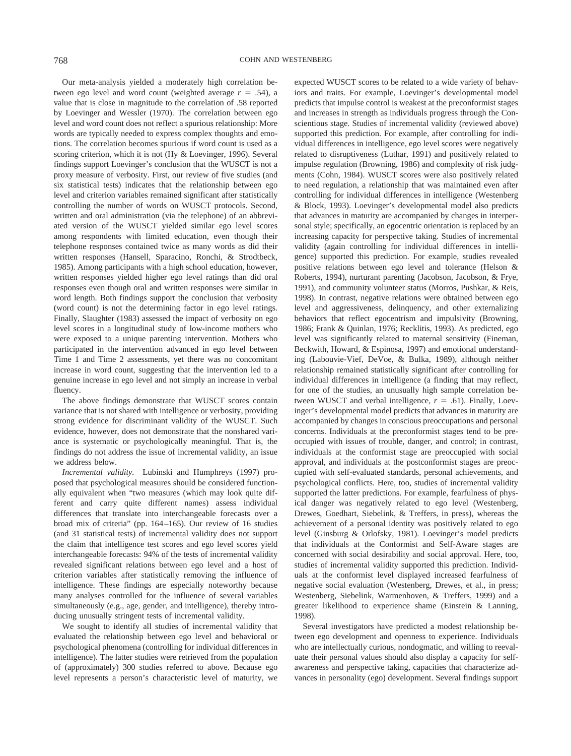Our meta-analysis yielded a moderately high correlation between ego level and word count (weighted average $r = .54$), a value that is close in magnitude to the correlation of .58 reported by Loevinger and Wessler (1970). The correlation between ego level and word count does not reflect a spurious relationship: More words are typically needed to express complex thoughts and emotions. The correlation becomes spurious if word count is used as a scoring criterion, which it is not (Hy & Loevinger, 1996). Several findings support Loevinger's conclusion that the WUSCT is not a proxy measure of verbosity. First, our review of five studies (and six statistical tests) indicates that the relationship between ego level and criterion variables remained significant after statistically controlling the number of words on WUSCT protocols. Second, written and oral administration (via the telephone) of an abbreviated version of the WUSCT yielded similar ego level scores among respondents with limited education, even though their telephone responses contained twice as many words as did their written responses (Hansell, Sparacino, Ronchi, & Strodtbeck, 1985). Among participants with a high school education, however, written responses yielded higher ego level ratings than did oral responses even though oral and written responses were similar in word length. Both findings support the conclusion that verbosity (word count) is not the determining factor in ego level ratings. Finally, Slaughter (1983) assessed the impact of verbosity on ego level scores in a longitudinal study of low-income mothers who were exposed to a unique parenting intervention. Mothers who participated in the intervention advanced in ego level between Time 1 and Time 2 assessments, yet there was no concomitant increase in word count, suggesting that the intervention led to a genuine increase in ego level and not simply an increase in verbal fluency.

The above findings demonstrate that WUSCT scores contain variance that is not shared with intelligence or verbosity, providing strong evidence for discriminant validity of the WUSCT. Such evidence, however, does not demonstrate that the nonshared variance is systematic or psychologically meaningful. That is, the findings do not address the issue of incremental validity, an issue we address below.

*Incremental validity.* Lubinski and Humphreys (1997) proposed that psychological measures should be considered functionally equivalent when "two measures (which may look quite different and carry quite different names) assess individual differences that translate into interchangeable forecasts over a broad mix of criteria" (pp. 164–165). Our review of 16 studies (and 31 statistical tests) of incremental validity does not support the claim that intelligence test scores and ego level scores yield interchangeable forecasts: 94% of the tests of incremental validity revealed significant relations between ego level and a host of criterion variables after statistically removing the influence of intelligence. These findings are especially noteworthy because many analyses controlled for the influence of several variables simultaneously (e.g., age, gender, and intelligence), thereby introducing unusually stringent tests of incremental validity.

We sought to identify all studies of incremental validity that evaluated the relationship between ego level and behavioral or psychological phenomena (controlling for individual differences in intelligence). The latter studies were retrieved from the population of (approximately) 300 studies referred to above. Because ego level represents a person's characteristic level of maturity, we expected WUSCT scores to be related to a wide variety of behaviors and traits. For example, Loevinger's developmental model predicts that impulse control is weakest at the preconformist stages and increases in strength as individuals progress through the Conscientious stage. Studies of incremental validity (reviewed above) supported this prediction. For example, after controlling for individual differences in intelligence, ego level scores were negatively related to disruptiveness (Luthar, 1991) and positively related to impulse regulation (Browning, 1986) and complexity of risk judgments (Cohn, 1984). WUSCT scores were also positively related to need regulation, a relationship that was maintained even after controlling for individual differences in intelligence (Westenberg & Block, 1993). Loevinger's developmental model also predicts that advances in maturity are accompanied by changes in interpersonal style; specifically, an egocentric orientation is replaced by an increasing capacity for perspective taking. Studies of incremental validity (again controlling for individual differences in intelligence) supported this prediction. For example, studies revealed positive relations between ego level and tolerance (Helson & Roberts, 1994), nurturant parenting (Jacobson, Jacobson, & Frye, 1991), and community volunteer status (Morros, Pushkar, & Reis, 1998). In contrast, negative relations were obtained between ego level and aggressiveness, delinquency, and other externalizing behaviors that reflect egocentrism and impulsivity (Browning, 1986; Frank & Quinlan, 1976; Recklitis, 1993). As predicted, ego level was significantly related to maternal sensitivity (Fineman, Beckwith, Howard, & Espinosa, 1997) and emotional understanding (Labouvie-Vief, DeVoe, & Bulka, 1989), although neither relationship remained statistically significant after controlling for individual differences in intelligence (a finding that may reflect, for one of the studies, an unusually high sample correlation between WUSCT and verbal intelligence, $r = .61$). Finally, Loevinger's developmental model predicts that advances in maturity are accompanied by changes in conscious preoccupations and personal concerns. Individuals at the preconformist stages tend to be preoccupied with issues of trouble, danger, and control; in contrast, individuals at the conformist stage are preoccupied with social approval, and individuals at the postconformist stages are preoccupied with self-evaluated standards, personal achievements, and psychological conflicts. Here, too, studies of incremental validity supported the latter predictions. For example, fearfulness of physical danger was negatively related to ego level (Westenberg, Drewes, Goedhart, Siebelink, & Treffers, in press), whereas the achievement of a personal identity was positively related to ego level (Ginsburg & Orlofsky, 1981). Loevinger's model predicts that individuals at the Conformist and Self-Aware stages are concerned with social desirability and social approval. Here, too, studies of incremental validity supported this prediction. Individuals at the conformist level displayed increased fearfulness of negative social evaluation (Westenberg, Drewes, et al., in press; Westenberg, Siebelink, Warmenhoven, & Treffers, 1999) and a greater likelihood to experience shame (Einstein & Lanning, 1998).

Several investigators have predicted a modest relationship between ego development and openness to experience. Individuals who are intellectually curious, nondogmatic, and willing to reevaluate their personal values should also display a capacity for self-awareness and perspective taking, capacities that characterize advances in personality (ego) development. Several findings support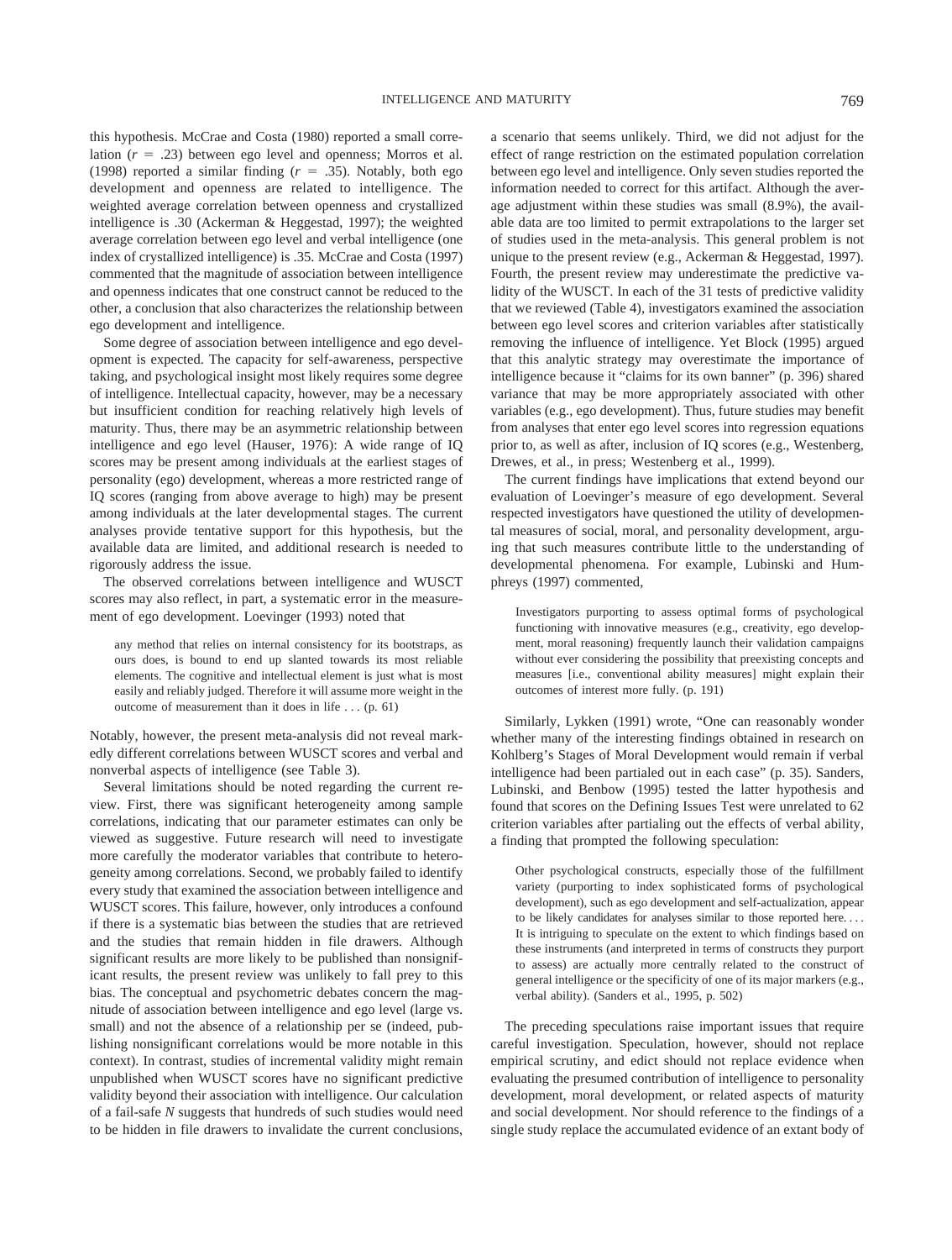this hypothesis. McCrae and Costa (1980) reported a small correlation ($r = .23$) between ego level and openness; Morros et al. (1998) reported a similar finding ($r = .35$). Notably, both ego development and openness are related to intelligence. The weighted average correlation between openness and crystallized intelligence is .30 (Ackerman & Heggestad, 1997); the weighted average correlation between ego level and verbal intelligence (one index of crystallized intelligence) is .35. McCrae and Costa (1997) commented that the magnitude of association between intelligence and openness indicates that one construct cannot be reduced to the other, a conclusion that also characterizes the relationship between ego development and intelligence.

Some degree of association between intelligence and ego development is expected. The capacity for self-awareness, perspective taking, and psychological insight most likely requires some degree of intelligence. Intellectual capacity, however, may be a necessary but insufficient condition for reaching relatively high levels of maturity. Thus, there may be an asymmetric relationship between intelligence and ego level (Hauser, 1976): A wide range of IQ scores may be present among individuals at the earliest stages of personality (ego) development, whereas a more restricted range of IQ scores (ranging from above average to high) may be present among individuals at the later developmental stages. The current analyses provide tentative support for this hypothesis, but the available data are limited, and additional research is needed to rigorously address the issue.

The observed correlations between intelligence and WUSCT scores may also reflect, in part, a systematic error in the measurement of ego development. Loevinger (1993) noted that

> any method that relies on internal consistency for its bootstraps, as ours does, is bound to end up slanted towards its most reliable elements. The cognitive and intellectual element is just what is most easily and reliably judged. Therefore it will assume more weight in the outcome of measurement than it does in life . . . (p. 61)

Notably, however, the present meta-analysis did not reveal markedly different correlations between WUSCT scores and verbal and nonverbal aspects of intelligence (see Table 3).

Several limitations should be noted regarding the current review. First, there was significant heterogeneity among sample correlations, indicating that our parameter estimates can only be viewed as suggestive. Future research will need to investigate more carefully the moderator variables that contribute to heterogeneity among correlations. Second, we probably failed to identify every study that examined the association between intelligence and WUSCT scores. This failure, however, only introduces a confound if there is a systematic bias between the studies that are retrieved and the studies that remain hidden in file drawers. Although significant results are more likely to be published than nonsignificant results, the present review was unlikely to fall prey to this bias. The conceptual and psychometric debates concern the magnitude of association between intelligence and ego level (large vs. small) and not the absence of a relationship per se (indeed, publishing nonsignificant correlations would be more notable in this context). In contrast, studies of incremental validity might remain unpublished when WUSCT scores have no significant predictive validity beyond their association with intelligence. Our calculation of a fail-safe *N* suggests that hundreds of such studies would need to be hidden in file drawers to invalidate the current conclusions, a scenario that seems unlikely. Third, we did not adjust for the effect of range restriction on the estimated population correlation between ego level and intelligence. Only seven studies reported the information needed to correct for this artifact. Although the average adjustment within these studies was small (8.9%), the available data are too limited to permit extrapolations to the larger set of studies used in the meta-analysis. This general problem is not unique to the present review (e.g., Ackerman & Heggestad, 1997). Fourth, the present review may underestimate the predictive validity of the WUSCT. In each of the 31 tests of predictive validity that we reviewed (Table 4), investigators examined the association between ego level scores and criterion variables after statistically removing the influence of intelligence. Yet Block (1995) argued that this analytic strategy may overestimate the importance of intelligence because it "claims for its own banner" (p. 396) shared variance that may be more appropriately associated with other variables (e.g., ego development). Thus, future studies may benefit from analyses that enter ego level scores into regression equations prior to, as well as after, inclusion of IQ scores (e.g., Westenberg, Drewes, et al., in press; Westenberg et al., 1999).

The current findings have implications that extend beyond our evaluation of Loevinger's measure of ego development. Several respected investigators have questioned the utility of developmental measures of social, moral, and personality development, arguing that such measures contribute little to the understanding of developmental phenomena. For example, Lubinski and Humphreys (1997) commented,

> Investigators purporting to assess optimal forms of psychological functioning with innovative measures (e.g., creativity, ego development, moral reasoning) frequently launch their validation campaigns without ever considering the possibility that preexisting concepts and measures [i.e., conventional ability measures] might explain their outcomes of interest more fully. (p. 191)

Similarly, Lykken (1991) wrote, "One can reasonably wonder whether many of the interesting findings obtained in research on Kohlberg's Stages of Moral Development would remain if verbal intelligence had been partialed out in each case" (p. 35). Sanders, Lubinski, and Benbow (1995) tested the latter hypothesis and found that scores on the Defining Issues Test were unrelated to 62 criterion variables after partialing out the effects of verbal ability, a finding that prompted the following speculation:

> Other psychological constructs, especially those of the fulfillment variety (purporting to index sophisticated forms of psychological development), such as ego development and self-actualization, appear to be likely candidates for analyses similar to those reported here. . . . It is intriguing to speculate on the extent to which findings based on these instruments (and interpreted in terms of constructs they purport to assess) are actually more centrally related to the construct of general intelligence or the specificity of one of its major markers (e.g., verbal ability). (Sanders et al., 1995, p. 502)

The preceding speculations raise important issues that require careful investigation. Speculation, however, should not replace empirical scrutiny, and edict should not replace evidence when evaluating the presumed contribution of intelligence to personality development, moral development, or related aspects of maturity and social development. Nor should reference to the findings of a single study replace the accumulated evidence of an extant body of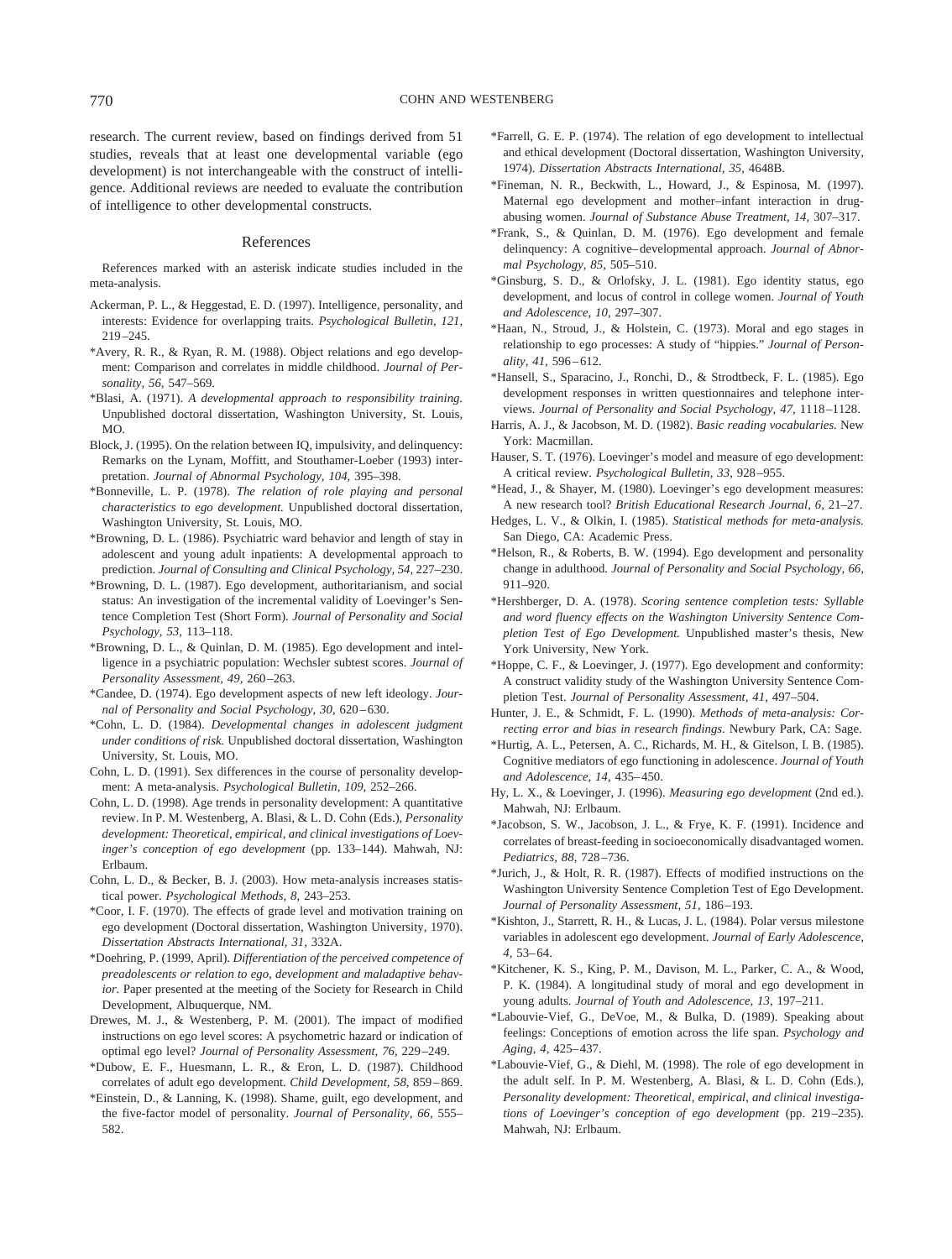research. The current review, based on findings derived from 51 studies, reveals that at least one developmental variable (ego development) is not interchangeable with the construct of intelligence. Additional reviews are needed to evaluate the contribution of intelligence to other developmental constructs.

## References

References marked with an asterisk indicate studies included in the meta-analysis.

Ackerman, P. L., & Heggestad, E. D. (1997). Intelligence, personality, and interests: Evidence for overlapping traits. *Psychological Bulletin, 121,* 219–245.

*Avery, R. R., & Ryan, R. M. (1988). Object relations and ego development: Comparison and correlates in middle childhood. *Journal of Personality, 56,* 547–569.

*Blasi, A. (1971). *A developmental approach to responsibility training.* Unpublished doctoral dissertation, Washington University, St. Louis, MO.

Block, J. (1995). On the relation between IQ, impulsivity, and delinquency: Remarks on the Lynam, Moffitt, and Stouthamer-Loeber (1993) interpretation. *Journal of Abnormal Psychology, 104,* 395–398.

*Bonneville, L. P. (1978). *The relation of role playing and personal characteristics to ego development.* Unpublished doctoral dissertation, Washington University, St. Louis, MO.

*Browning, D. L. (1986). Psychiatric ward behavior and length of stay in adolescent and young adult inpatients: A developmental approach to prediction. *Journal of Consulting and Clinical Psychology, 54,* 227–230.

*Browning, D. L. (1987). Ego development, authoritarianism, and social status: An investigation of the incremental validity of Loevinger's Sentence Completion Test (Short Form). *Journal of Personality and Social Psychology, 53,* 113–118.

*Browning, D. L., & Quinlan, D. M. (1985). Ego development and intelligence in a psychiatric population: Wechsler subtest scores. *Journal of Personality Assessment, 49,* 260–263.

*Candee, D. (1974). Ego development aspects of new left ideology. *Journal of Personality and Social Psychology, 30,* 620–630.

*Cohn, L. D. (1984). *Developmental changes in adolescent judgment under conditions of risk.* Unpublished doctoral dissertation, Washington University, St. Louis, MO.

Cohn, L. D. (1991). Sex differences in the course of personality development: A meta-analysis. *Psychological Bulletin, 109,* 252–266.

Cohn, L. D. (1998). Age trends in personality development: A quantitative review. In P. M. Westenberg, A. Blasi, & L. D. Cohn (Eds.), *Personality development: Theoretical, empirical, and clinical investigations of Loevinger's conception of ego development* (pp. 133–144). Mahwah, NJ: Erlbaum.

Cohn, L. D., & Becker, B. J. (2003). How meta-analysis increases statistical power. *Psychological Methods, 8,* 243–253.

*Coor, I. F. (1970). The effects of grade level and motivation training on ego development (Doctoral dissertation, Washington University, 1970). *Dissertation Abstracts International, 31,* 332A.

*Doehring, P. (1999, April). *Differentiation of the perceived competence of preadolescents or relation to ego, development and maladaptive behavior.* Paper presented at the meeting of the Society for Research in Child Development, Albuquerque, NM.

Drewes, M. J., & Westenberg, P. M. (2001). The impact of modified instructions on ego level scores: A psychometric hazard or indication of optimal ego level? *Journal of Personality Assessment, 76,* 229–249.

*Dubow, E. F., Huesmann, L. R., & Eron, L. D. (1987). Childhood correlates of adult ego development. *Child Development, 58,* 859–869.

*Einstein, D., & Lanning, K. (1998). Shame, guilt, ego development, and the five-factor model of personality. *Journal of Personality, 66,* 555–582.

*Farrell, G. E. P. (1974). The relation of ego development to intellectual and ethical development (Doctoral dissertation, Washington University, 1974). *Dissertation Abstracts International, 35,* 4648B.

*Fineman, N. R., Beckwith, L., Howard, J., & Espinosa, M. (1997). Maternal ego development and mother–infant interaction in drug-abusing women. *Journal of Substance Abuse Treatment, 14,* 307–317.

*Frank, S., & Quinlan, D. M. (1976). Ego development and female delinquency: A cognitive–developmental approach. *Journal of Abnormal Psychology, 85,* 505–510.

*Ginsburg, S. D., & Orlofsky, J. L. (1981). Ego identity status, ego development, and locus of control in college women. *Journal of Youth and Adolescence, 10,* 297–307.

*Haan, N., Stroud, J., & Holstein, C. (1973). Moral and ego stages in relationship to ego processes: A study of "hippies." *Journal of Personality, 41,* 596–612.

*Hansell, S., Sparacino, J., Ronchi, D., & Strodtbeck, F. L. (1985). Ego development responses in written questionnaires and telephone interviews. *Journal of Personality and Social Psychology, 47,* 1118–1128.

Harris, A. J., & Jacobson, M. D. (1982). *Basic reading vocabularies.* New York: Macmillan.

Hauser, S. T. (1976). Loevinger's model and measure of ego development: A critical review. *Psychological Bulletin, 33,* 928–955.

*Head, J., & Shayer, M. (1980). Loevinger's ego development measures: A new research tool? *British Educational Research Journal, 6,* 21–27.

Hedges, L. V., & Olkin, I. (1985). *Statistical methods for meta-analysis.* San Diego, CA: Academic Press.

*Helson, R., & Roberts, B. W. (1994). Ego development and personality change in adulthood. *Journal of Personality and Social Psychology, 66,* 911–920.

*Hershberger, D. A. (1978). *Scoring sentence completion tests: Syllable and word fluency effects on the Washington University Sentence Completion Test of Ego Development.* Unpublished master's thesis, New York University, New York.

*Hoppe, C. F., & Loevinger, J. (1977). Ego development and conformity: A construct validity study of the Washington University Sentence Completion Test. *Journal of Personality Assessment, 41,* 497–504.

Hunter, J. E., & Schmidt, F. L. (1990). *Methods of meta-analysis: Correcting error and bias in research findings.* Newbury Park, CA: Sage.

*Hurtig, A. L., Petersen, A. C., Richards, M. H., & Gitelson, I. B. (1985). Cognitive mediators of ego functioning in adolescence. *Journal of Youth and Adolescence, 14,* 435–450.

Hy, L. X., & Loevinger, J. (1996). *Measuring ego development* (2nd ed.). Mahwah, NJ: Erlbaum.

*Jacobson, S. W., Jacobson, J. L., & Frye, K. F. (1991). Incidence and correlates of breast-feeding in socioeconomically disadvantaged women. *Pediatrics, 88,* 728–736.

*Jurich, J., & Holt, R. R. (1987). Effects of modified instructions on the Washington University Sentence Completion Test of Ego Development. *Journal of Personality Assessment, 51,* 186–193.

*Kishton, J., Starrett, R. H., & Lucas, J. L. (1984). Polar versus milestone variables in adolescent ego development. *Journal of Early Adolescence, 4,* 53–64.

*Kitchener, K. S., King, P. M., Davison, M. L., Parker, C. A., & Wood, P. K. (1984). A longitudinal study of moral and ego development in young adults. *Journal of Youth and Adolescence, 13,* 197–211.

*Labouvie-Vief, G., DeVoe, M., & Bulka, D. (1989). Speaking about feelings: Conceptions of emotion across the life span. *Psychology and Aging, 4,* 425–437.

*Labouvie-Vief, G., & Diehl, M. (1998). The role of ego development in the adult self. In P. M. Westenberg, A. Blasi, & L. D. Cohn (Eds.), *Personality development: Theoretical, empirical, and clinical investigations of Loevinger's conception of ego development* (pp. 219–235). Mahwah, NJ: Erlbaum.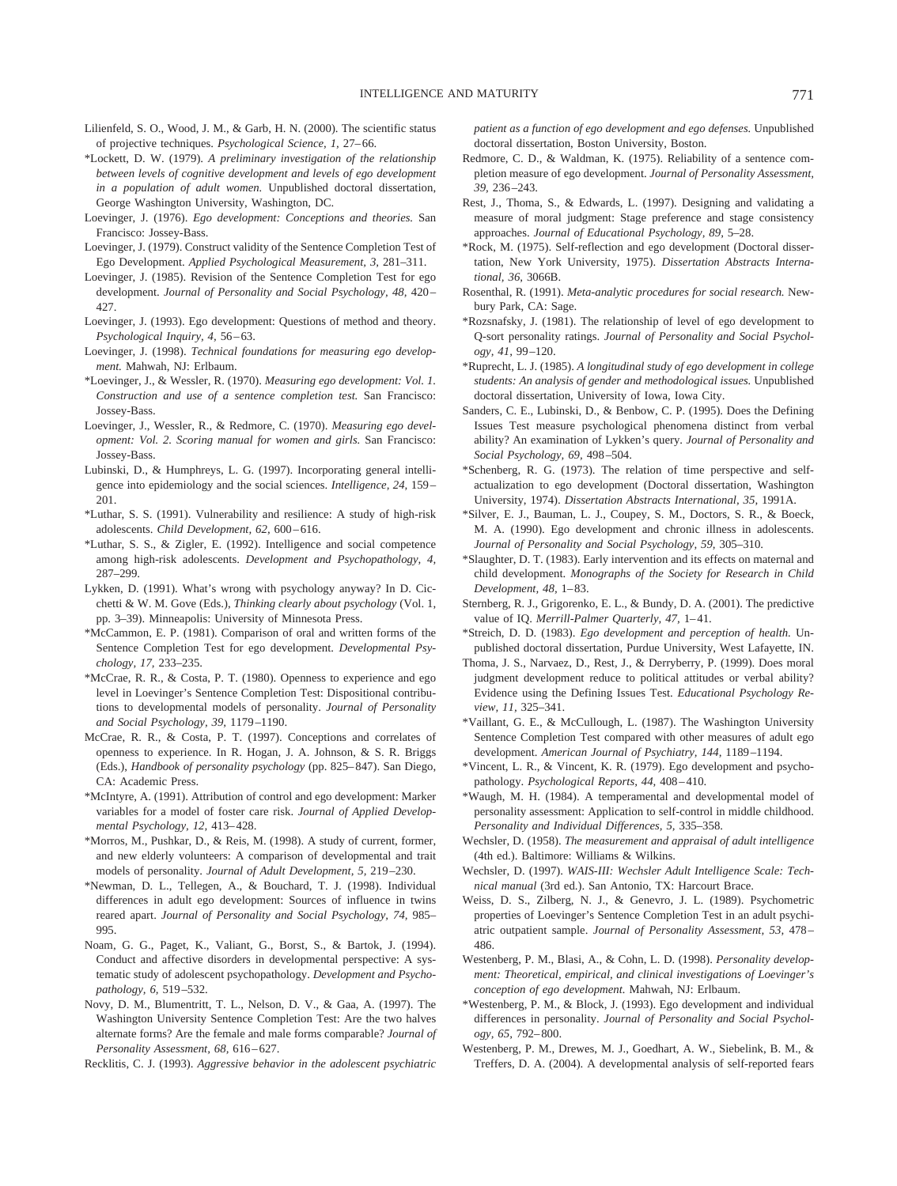Lilienfeld, S. O., Wood, J. M., & Garb, H. N. (2000). The scientific status of projective techniques. *Psychological Science, 1,* 27–66.

*Lockett, D. W. (1979). *A preliminary investigation of the relationship between levels of cognitive development and levels of ego development in a population of adult women.* Unpublished doctoral dissertation, George Washington University, Washington, DC.

Loevinger, J. (1976). *Ego development: Conceptions and theories.* San Francisco: Jossey-Bass.

Loevinger, J. (1979). Construct validity of the Sentence Completion Test of Ego Development. *Applied Psychological Measurement, 3,* 281–311.

Loevinger, J. (1985). Revision of the Sentence Completion Test for ego development. *Journal of Personality and Social Psychology, 48,* 420–427.

Loevinger, J. (1993). Ego development: Questions of method and theory. *Psychological Inquiry, 4,* 56–63.

Loevinger, J. (1998). *Technical foundations for measuring ego development.* Mahwah, NJ: Erlbaum.

*Loevinger, J., & Wessler, R. (1970). *Measuring ego development: Vol. 1. Construction and use of a sentence completion test.* San Francisco: Jossey-Bass.

Loevinger, J., Wessler, R., & Redmore, C. (1970). *Measuring ego development: Vol. 2. Scoring manual for women and girls.* San Francisco: Jossey-Bass.

Lubinski, D., & Humphreys, L. G. (1997). Incorporating general intelligence into epidemiology and the social sciences. *Intelligence, 24,* 159–201.

*Luthar, S. S. (1991). Vulnerability and resilience: A study of high-risk adolescents. *Child Development, 62,* 600–616.

*Luthar, S. S., & Zigler, E. (1992). Intelligence and social competence among high-risk adolescents. *Development and Psychopathology, 4,* 287–299.

Lykken, D. (1991). What's wrong with psychology anyway? In D. Cicchetti & W. M. Gove (Eds.), *Thinking clearly about psychology* (Vol. 1, pp. 3–39). Minneapolis: University of Minnesota Press.

*McCammon, E. P. (1981). Comparison of oral and written forms of the Sentence Completion Test for ego development. *Developmental Psychology, 17,* 233–235.

*McCrae, R. R., & Costa, P. T. (1980). Openness to experience and ego level in Loevinger's Sentence Completion Test: Dispositional contributions to developmental models of personality. *Journal of Personality and Social Psychology, 39,* 1179–1190.

McCrae, R. R., & Costa, P. T. (1997). Conceptions and correlates of openness to experience. In R. Hogan, J. A. Johnson, & S. R. Briggs (Eds.), *Handbook of personality psychology* (pp. 825–847). San Diego, CA: Academic Press.

*McIntyre, A. (1991). Attribution of control and ego development: Marker variables for a model of foster care risk. *Journal of Applied Developmental Psychology, 12,* 413–428.

*Morros, M., Pushkar, D., & Reis, M. (1998). A study of current, former, and new elderly volunteers: A comparison of developmental and trait models of personality. *Journal of Adult Development, 5,* 219–230.

*Newman, D. L., Tellegen, A., & Bouchard, T. J. (1998). Individual differences in adult ego development: Sources of influence in twins reared apart. *Journal of Personality and Social Psychology, 74,* 985–995.

Noam, G. G., Paget, K., Valiant, G., Borst, S., & Bartok, J. (1994). Conduct and affective disorders in developmental perspective: A systematic study of adolescent psychopathology. *Development and Psychopathology, 6,* 519–532.

Novy, D. M., Blumentritt, T. L., Nelson, D. V., & Gaa, A. (1997). The Washington University Sentence Completion Test: Are the two halves alternate forms? Are the female and male forms comparable? *Journal of Personality Assessment, 68,* 616–627.

Recklitis, C. J. (1993). *Aggressive behavior in the adolescent psychiatric patient as a function of ego development and ego defenses.* Unpublished doctoral dissertation, Boston University, Boston.

Redmore, C. D., & Waldman, K. (1975). Reliability of a sentence completion measure of ego development. *Journal of Personality Assessment, 39,* 236–243.

Rest, J., Thoma, S., & Edwards, L. (1997). Designing and validating a measure of moral judgment: Stage preference and stage consistency approaches. *Journal of Educational Psychology, 89,* 5–28.

*Rock, M. (1975). Self-reflection and ego development (Doctoral dissertation, New York University, 1975). *Dissertation Abstracts International, 36,* 3066B.

Rosenthal, R. (1991). *Meta-analytic procedures for social research.* Newbury Park, CA: Sage.

*Rozsnafsky, J. (1981). The relationship of level of ego development to Q-sort personality ratings. *Journal of Personality and Social Psychology, 41,* 99–120.

*Ruprecht, L. J. (1985). *A longitudinal study of ego development in college students: An analysis of gender and methodological issues.* Unpublished doctoral dissertation, University of Iowa, Iowa City.

Sanders, C. E., Lubinski, D., & Benbow, C. P. (1995). Does the Defining Issues Test measure psychological phenomena distinct from verbal ability? An examination of Lykken's query. *Journal of Personality and Social Psychology, 69,* 498–504.

*Schenberg, R. G. (1973). The relation of time perspective and self-actualization to ego development (Doctoral dissertation, Washington University, 1974). *Dissertation Abstracts International, 35,* 1991A.

*Silver, E. J., Bauman, L. J., Coupey, S. M., Doctors, S. R., & Boeck, M. A. (1990). Ego development and chronic illness in adolescents. *Journal of Personality and Social Psychology, 59,* 305–310.

*Slaughter, D. T. (1983). Early intervention and its effects on maternal and child development. *Monographs of the Society for Research in Child Development, 48,* 1–83.

Sternberg, R. J., Grigorenko, E. L., & Bundy, D. A. (2001). The predictive value of IQ. *Merrill-Palmer Quarterly, 47,* 1–41.

*Streich, D. D. (1983). *Ego development and perception of health.* Unpublished doctoral dissertation, Purdue University, West Lafayette, IN.

Thoma, J. S., Narvaez, D., Rest, J., & Derryberry, P. (1999). Does moral judgment development reduce to political attitudes or verbal ability? Evidence using the Defining Issues Test. *Educational Psychology Review, 11,* 325–341.

*Vaillant, G. E., & McCullough, L. (1987). The Washington University Sentence Completion Test compared with other measures of adult ego development. *American Journal of Psychiatry, 144,* 1189–1194.

*Vincent, L. R., & Vincent, K. R. (1979). Ego development and psychopathology. *Psychological Reports, 44,* 408–410.

*Waugh, M. H. (1984). A temperamental and developmental model of personality assessment: Application to self-control in middle childhood. *Personality and Individual Differences, 5,* 335–358.

Wechsler, D. (1958). *The measurement and appraisal of adult intelligence* (4th ed.). Baltimore: Williams & Wilkins.

Wechsler, D. (1997). *WAIS-III: Wechsler Adult Intelligence Scale: Technical manual* (3rd ed.). San Antonio, TX: Harcourt Brace.

Weiss, D. S., Zilberg, N. J., & Genevro, J. L. (1989). Psychometric properties of Loevinger's Sentence Completion Test in an adult psychiatric outpatient sample. *Journal of Personality Assessment, 53,* 478–486.

Westenberg, P. M., Blasi, A., & Cohn, L. D. (1998). *Personality development: Theoretical, empirical, and clinical investigations of Loevinger's conception of ego development.* Mahwah, NJ: Erlbaum.

*Westenberg, P. M., & Block, J. (1993). Ego development and individual differences in personality. *Journal of Personality and Social Psychology, 65,* 792–800.

Westenberg, P. M., Drewes, M. J., Goedhart, A. W., Siebelink, B. M., & Treffers, D. A. (2004). A developmental analysis of self-reported fears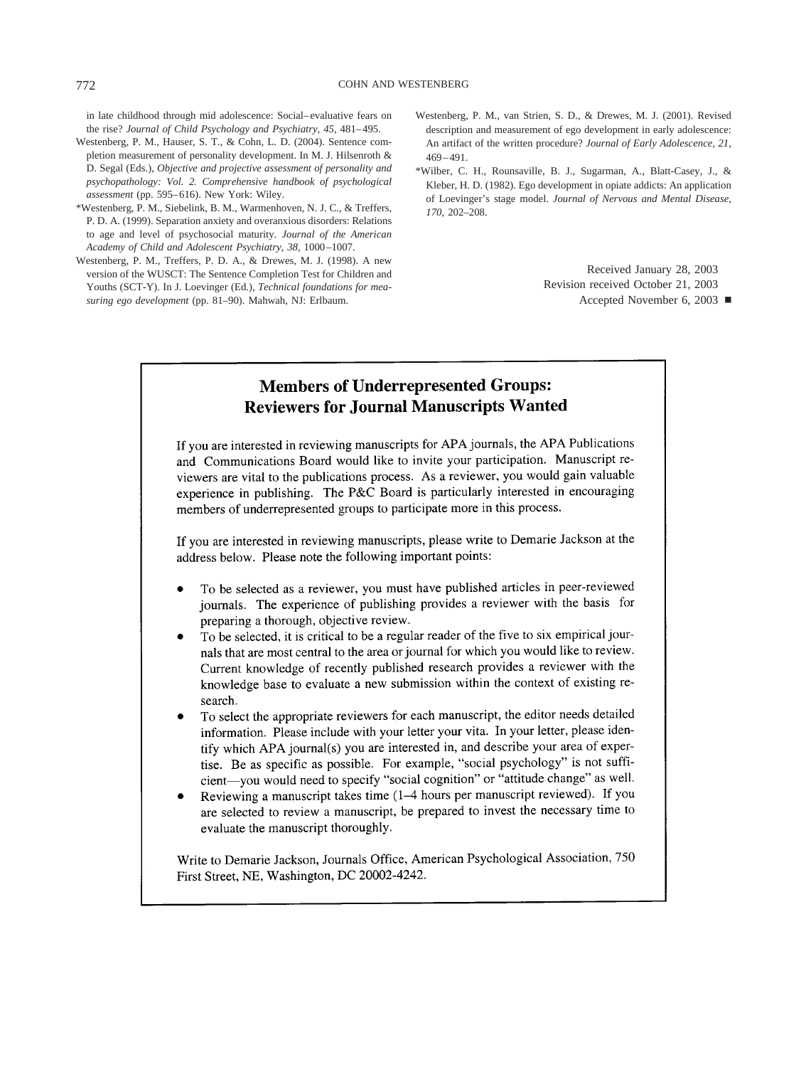in late childhood through mid adolescence: Social–evaluative fears on the rise? *Journal of Child Psychology and Psychiatry, 45,* 481–495.

Westenberg, P. M., Hauser, S. T., & Cohn, L. D. (2004). Sentence completion measurement of personality development. In M. J. Hilsenroth & D. Segal (Eds.), *Objective and projective assessment of personality and psychopathology: Vol. 2. Comprehensive handbook of psychological assessment* (pp. 595–616). New York: Wiley.

*Westenberg, P. M., Siebelink, B. M., Warmenhoven, N. J. C., & Treffers, P. D. A. (1999). Separation anxiety and overanxious disorders: Relations to age and level of psychosocial maturity. *Journal of the American Academy of Child and Adolescent Psychiatry, 38,* 1000–1007.

Westenberg, P. M., Treffers, P. D. A., & Drewes, M. J. (1998). A new version of the WUSCT: The Sentence Completion Test for Children and Youths (SCT-Y). In J. Loevinger (Ed.), *Technical foundations for measuring ego development* (pp. 81–90). Mahwah, NJ: Erlbaum.

Westenberg, P. M., van Strien, S. D., & Drewes, M. J. (2001). Revised description and measurement of ego development in early adolescence: An artifact of the written procedure? *Journal of Early Adolescence, 21,* 469–491.

*Wilber, C. H., Rounsaville, B. J., Sugarman, A., Blatt-Casey, J., & Kleber, H. D. (1982). Ego development in opiate addicts: An application of Loevinger's stage model. *Journal of Nervous and Mental Disease, 170,* 202–208.

Received January 28, 2003
Revision received October 21, 2003
Accepted November 6, 2003 ■

## Members of Underrepresented Groups: Reviewers for Journal Manuscripts Wanted

If you are interested in reviewing manuscripts for APA journals, the APA Publications and Communications Board would like to invite your participation. Manuscript reviewers are vital to the publications process. As a reviewer, you would gain valuable experience in publishing. The P&C Board is particularly interested in encouraging members of underrepresented groups to participate more in this process.

If you are interested in reviewing manuscripts, please write to Demarie Jackson at the address below. Please note the following important points:

- To be selected as a reviewer, you must have published articles in peer-reviewed journals. The experience of publishing provides a reviewer with the basis for preparing a thorough, objective review.
- To be selected, it is critical to be a regular reader of the five to six empirical journals that are most central to the area or journal for which you would like to review. Current knowledge of recently published research provides a reviewer with the knowledge base to evaluate a new submission within the context of existing research.
- To select the appropriate reviewers for each manuscript, the editor needs detailed information. Please include with your letter your vita. In your letter, please identify which APA journal(s) you are interested in, and describe your area of expertise. Be as specific as possible. For example, "social psychology" is not sufficient—you would need to specify "social cognition" or "attitude change" as well.
- Reviewing a manuscript takes time (1–4 hours per manuscript reviewed). If you are selected to review a manuscript, be prepared to invest the necessary time to evaluate the manuscript thoroughly.

Write to Demarie Jackson, Journals Office, American Psychological Association, 750 First Street, NE, Washington, DC 20002-4242.